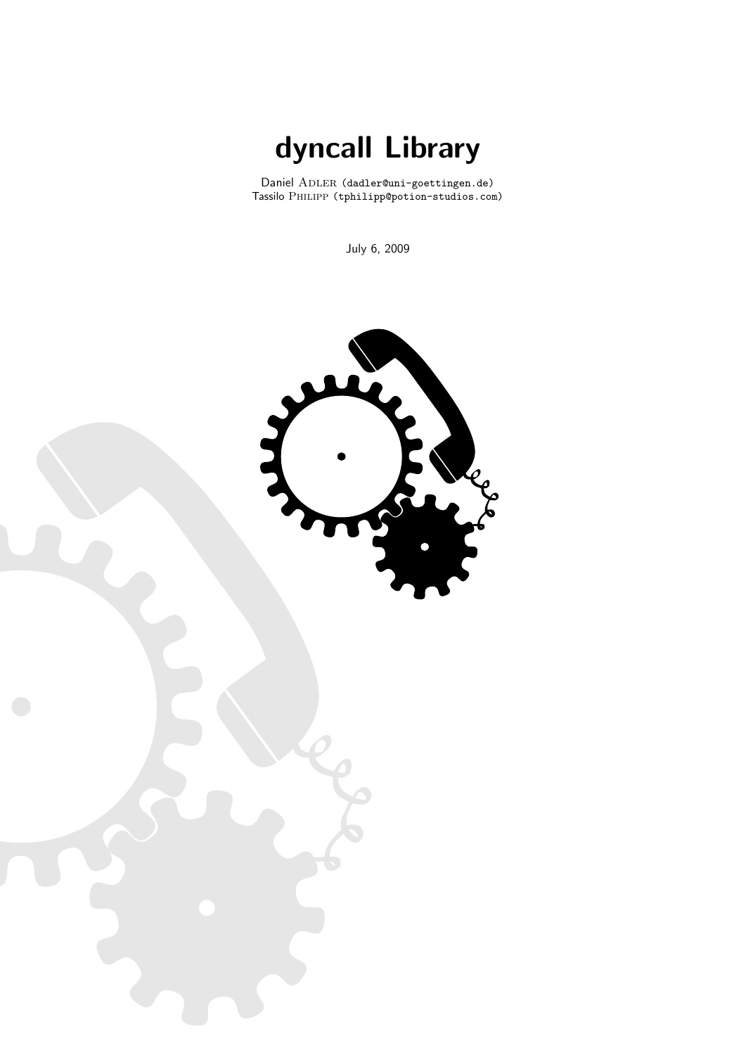# dyncall Library

Daniel ADLER (dadler@uni-goettingen.de)
Tassilo PHILIPP (tphilipp@potion-studios.com)

July 6, 2009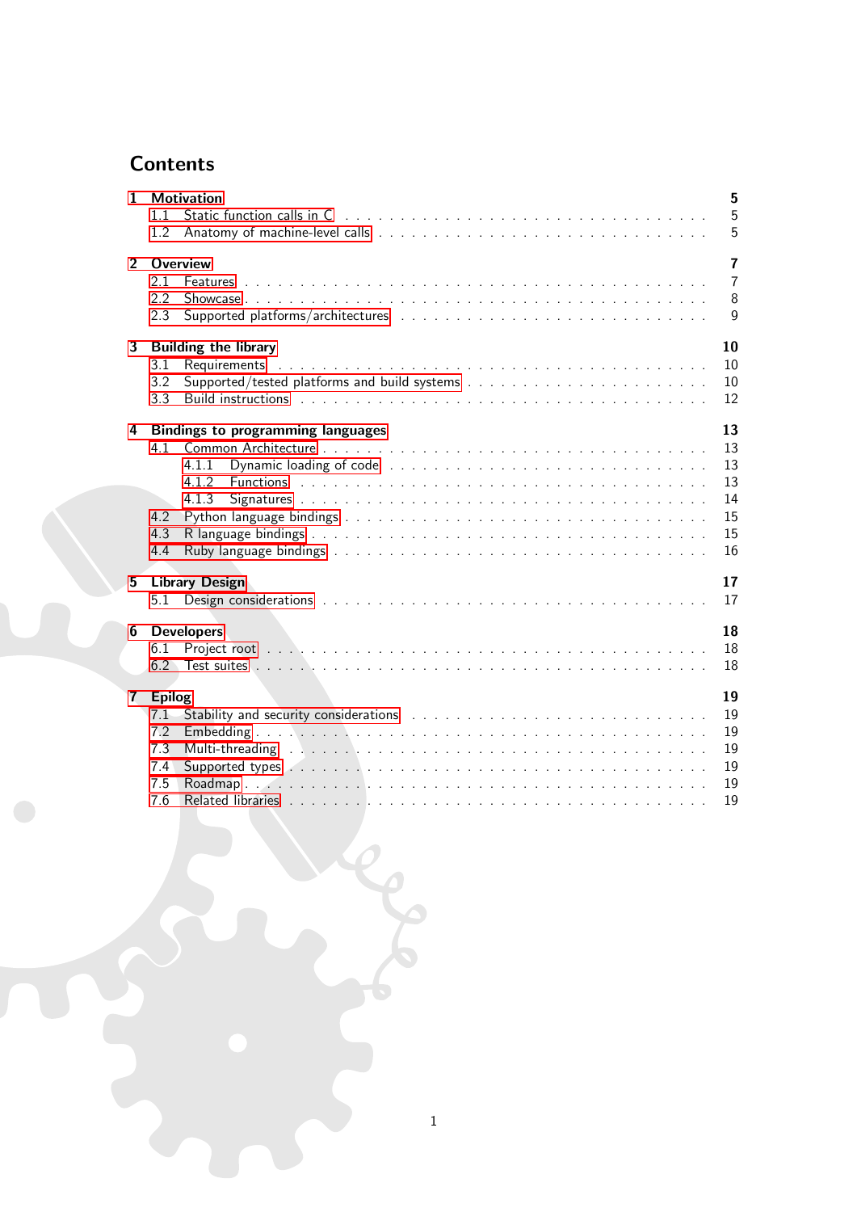# Contents

- 1 Motivation — 5
  - 1.1 Static function calls in C — 5
  - 1.2 Anatomy of machine-level calls — 5
- 2 Overview — 7
  - 2.1 Features — 7
  - 2.2 Showcase — 8
  - 2.3 Supported platforms/architectures — 9
- 3 Building the library — 10
  - 3.1 Requirements — 10
  - 3.2 Supported/tested platforms and build systems — 10
  - 3.3 Build instructions — 12
- 4 Bindings to programming languages — 13
  - 4.1 Common Architecture — 13
    - 4.1.1 Dynamic loading of code — 13
    - 4.1.2 Functions — 13
    - 4.1.3 Signatures — 14
  - 4.2 Python language bindings — 15
  - 4.3 R language bindings — 15
  - 4.4 Ruby language bindings — 16
- 5 Library Design — 17
  - 5.1 Design considerations — 17
- 6 Developers — 18
  - 6.1 Project root — 18
  - 6.2 Test suites — 18
- 7 Epilog — 19
  - 7.1 Stability and security considerations — 19
  - 7.2 Embedding — 19
  - 7.3 Multi-threading — 19
  - 7.4 Supported types — 19
  - 7.5 Roadmap — 19
  - 7.6 Related libraries — 19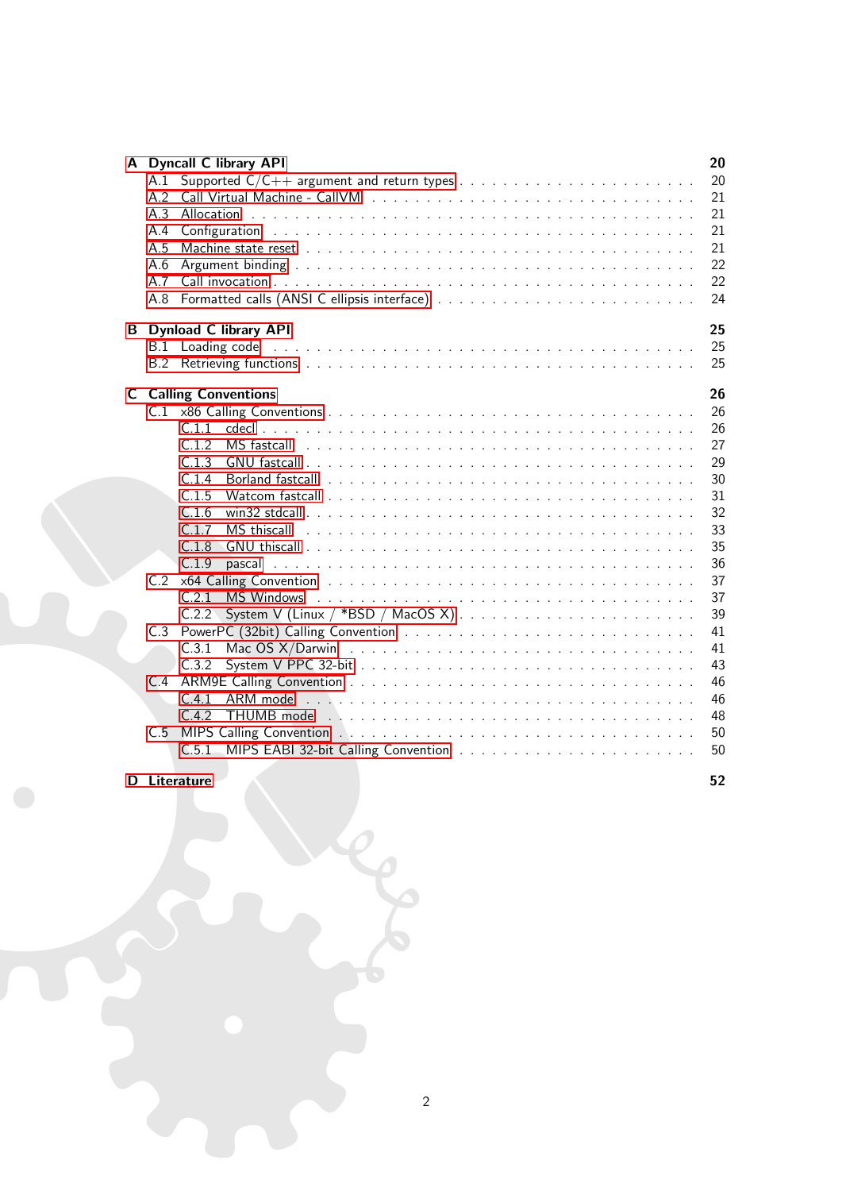**A Dyncall C library API** 20
- A.1 Supported C/C++ argument and return types . . . 20
- A.2 Call Virtual Machine - CallVM . . . 21
- A.3 Allocation . . . 21
- A.4 Configuration . . . 21
- A.5 Machine state reset . . . 21
- A.6 Argument binding . . . 22
- A.7 Call invocation . . . 22
- A.8 Formatted calls (ANSI C ellipsis interface) . . . 24

**B Dynload C library API** 25
- B.1 Loading code . . . 25
- B.2 Retrieving functions . . . 25

**C Calling Conventions** 26
- C.1 x86 Calling Conventions . . . 26
  - C.1.1 cdecl . . . 26
  - C.1.2 MS fastcall . . . 27
  - C.1.3 GNU fastcall . . . 29
  - C.1.4 Borland fastcall . . . 30
  - C.1.5 Watcom fastcall . . . 31
  - C.1.6 win32 stdcall . . . 32
  - C.1.7 MS thiscall . . . 33
  - C.1.8 GNU thiscall . . . 35
  - C.1.9 pascal . . . 36
- C.2 x64 Calling Convention . . . 37
  - C.2.1 MS Windows . . . 37
  - C.2.2 System V (Linux / *BSD / MacOS X) . . . 39
- C.3 PowerPC (32bit) Calling Convention . . . 41
  - C.3.1 Mac OS X/Darwin . . . 41
  - C.3.2 System V PPC 32-bit . . . 43
- C.4 ARM9E Calling Convention . . . 46
  - C.4.1 ARM mode . . . 46
  - C.4.2 THUMB mode . . . 48
- C.5 MIPS Calling Convention . . . 50
  - C.5.1 MIPS EABI 32-bit Calling Convention . . . 50

**D Literature** 52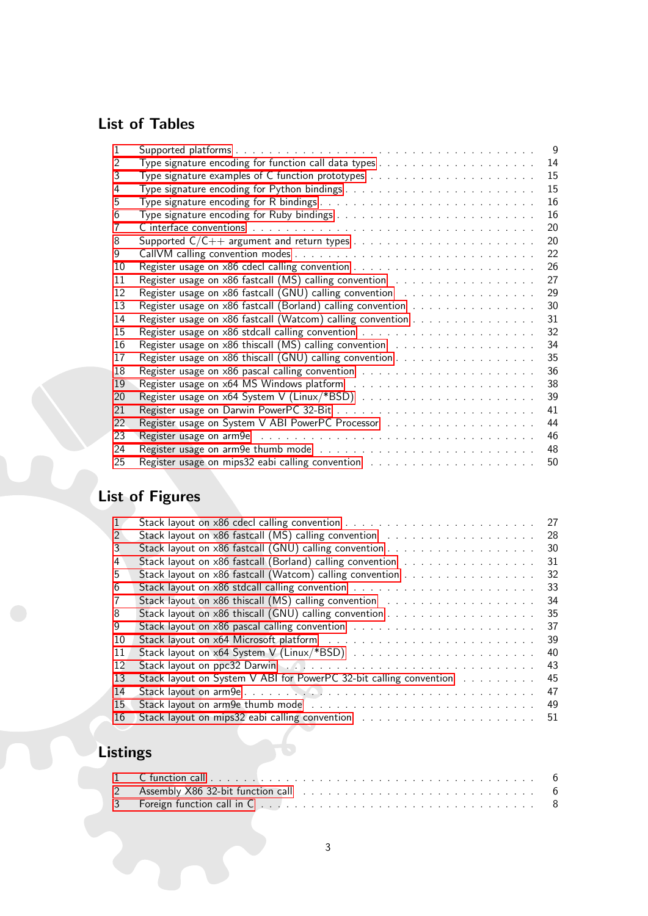## List of Tables

1 Supported platforms . . . 9
2 Type signature encoding for function call data types . . . 14
3 Type signature examples of C function prototypes . . . 15
4 Type signature encoding for Python bindings . . . 15
5 Type signature encoding for R bindings . . . 16
6 Type signature encoding for Ruby bindings . . . 16
7 C interface conventions . . . 20
8 Supported C/C++ argument and return types . . . 20
9 CallVM calling convention modes . . . 22
10 Register usage on x86 cdecl calling convention . . . 26
11 Register usage on x86 fastcall (MS) calling convention . . . 27
12 Register usage on x86 fastcall (GNU) calling convention . . . 29
13 Register usage on x86 fastcall (Borland) calling convention . . . 30
14 Register usage on x86 fastcall (Watcom) calling convention . . . 31
15 Register usage on x86 stdcall calling convention . . . 32
16 Register usage on x86 thiscall (MS) calling convention . . . 34
17 Register usage on x86 thiscall (GNU) calling convention . . . 35
18 Register usage on x86 pascal calling convention . . . 36
19 Register usage on x64 MS Windows platform . . . 38
20 Register usage on x64 System V (Linux/*BSD) . . . 39
21 Register usage on Darwin PowerPC 32-Bit . . . 41
22 Register usage on System V ABI PowerPC Processor . . . 44
23 Register usage on arm9e . . . 46
24 Register usage on arm9e thumb mode . . . 48
25 Register usage on mips32 eabi calling convention . . . 50

## List of Figures

1 Stack layout on x86 cdecl calling convention . . . 27
2 Stack layout on x86 fastcall (MS) calling convention . . . 28
3 Stack layout on x86 fastcall (GNU) calling convention . . . 30
4 Stack layout on x86 fastcall (Borland) calling convention . . . 31
5 Stack layout on x86 fastcall (Watcom) calling convention . . . 32
6 Stack layout on x86 stdcall calling convention . . . 33
7 Stack layout on x86 thiscall (MS) calling convention . . . 34
8 Stack layout on x86 thiscall (GNU) calling convention . . . 35
9 Stack layout on x86 pascal calling convention . . . 37
10 Stack layout on x64 Microsoft platform . . . 39
11 Stack layout on x64 System V (Linux/*BSD) . . . 40
12 Stack layout on ppc32 Darwin . . . 43
13 Stack layout on System V ABI for PowerPC 32-bit calling convention . . . 45
14 Stack layout on arm9e . . . 47
15 Stack layout on arm9e thumb mode . . . 49
16 Stack layout on mips32 eabi calling convention . . . 51

## Listings

1 C function call . . . 6
2 Assembly X86 32-bit function call . . . 6
3 Foreign function call in C . . . 8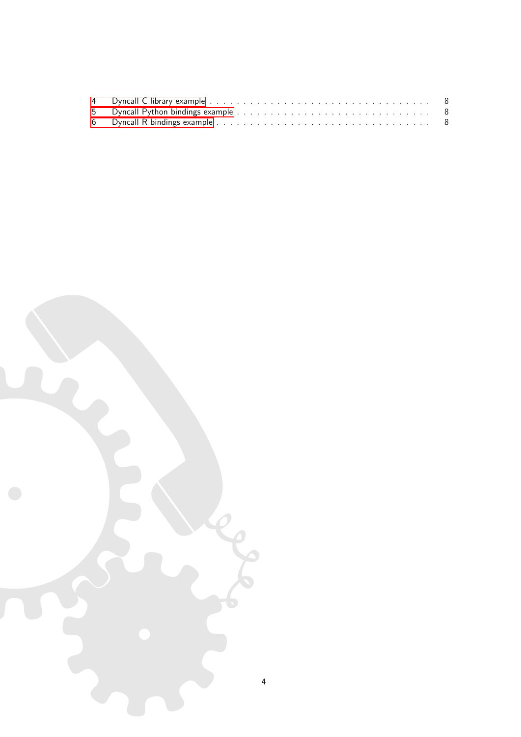| | | |
|---|---|---|
| 4 | Dyncall C library example | 8 |
| 5 | Dyncall Python bindings example | 8 |
| 6 | Dyncall R bindings example | 8 |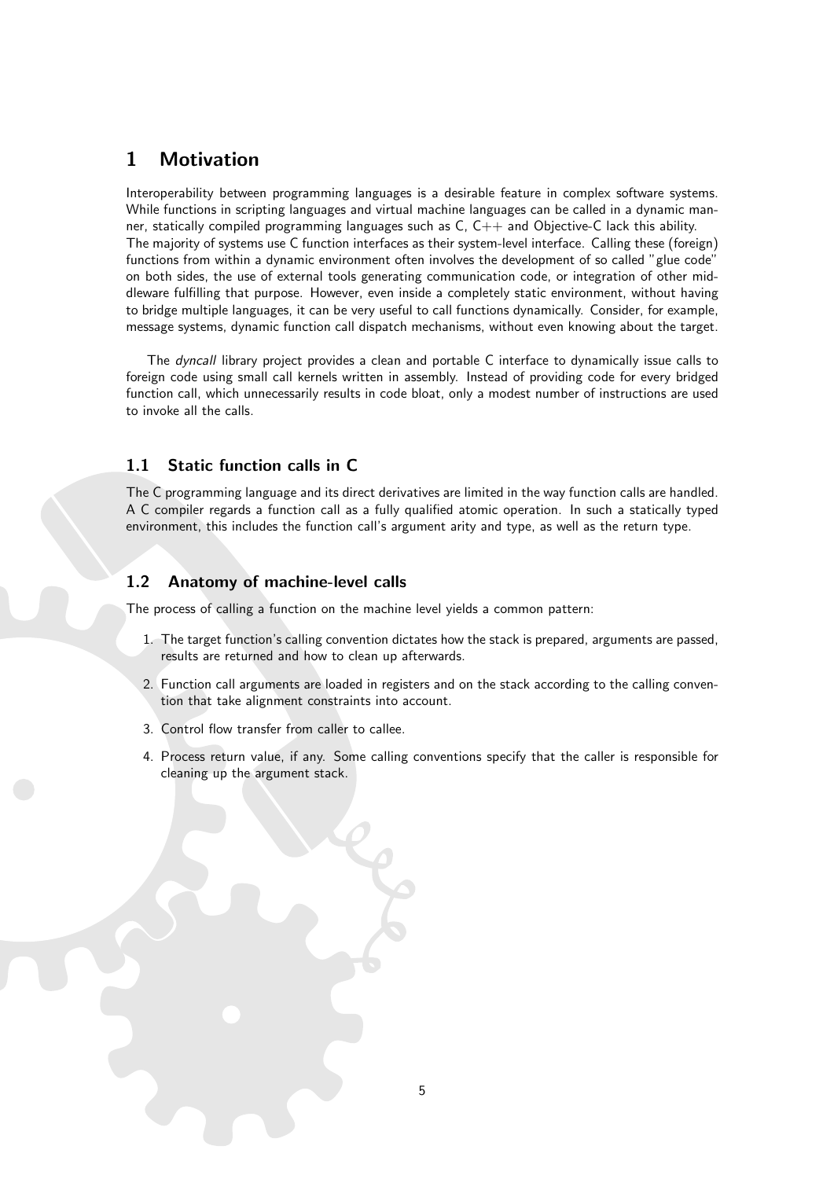# 1 Motivation

Interoperability between programming languages is a desirable feature in complex software systems. While functions in scripting languages and virtual machine languages can be called in a dynamic manner, statically compiled programming languages such as C, C++ and Objective-C lack this ability.
The majority of systems use C function interfaces as their system-level interface. Calling these (foreign) functions from within a dynamic environment often involves the development of so called "glue code" on both sides, the use of external tools generating communication code, or integration of other middleware fulfilling that purpose. However, even inside a completely static environment, without having to bridge multiple languages, it can be very useful to call functions dynamically. Consider, for example, message systems, dynamic function call dispatch mechanisms, without even knowing about the target.

The *dyncall* library project provides a clean and portable C interface to dynamically issue calls to foreign code using small call kernels written in assembly. Instead of providing code for every bridged function call, which unnecessarily results in code bloat, only a modest number of instructions are used to invoke all the calls.

## 1.1 Static function calls in C

The C programming language and its direct derivatives are limited in the way function calls are handled. A C compiler regards a function call as a fully qualified atomic operation. In such a statically typed environment, this includes the function call's argument arity and type, as well as the return type.

## 1.2 Anatomy of machine-level calls

The process of calling a function on the machine level yields a common pattern:

1. The target function's calling convention dictates how the stack is prepared, arguments are passed, results are returned and how to clean up afterwards.
2. Function call arguments are loaded in registers and on the stack according to the calling convention that take alignment constraints into account.
3. Control flow transfer from caller to callee.
4. Process return value, if any. Some calling conventions specify that the caller is responsible for cleaning up the argument stack.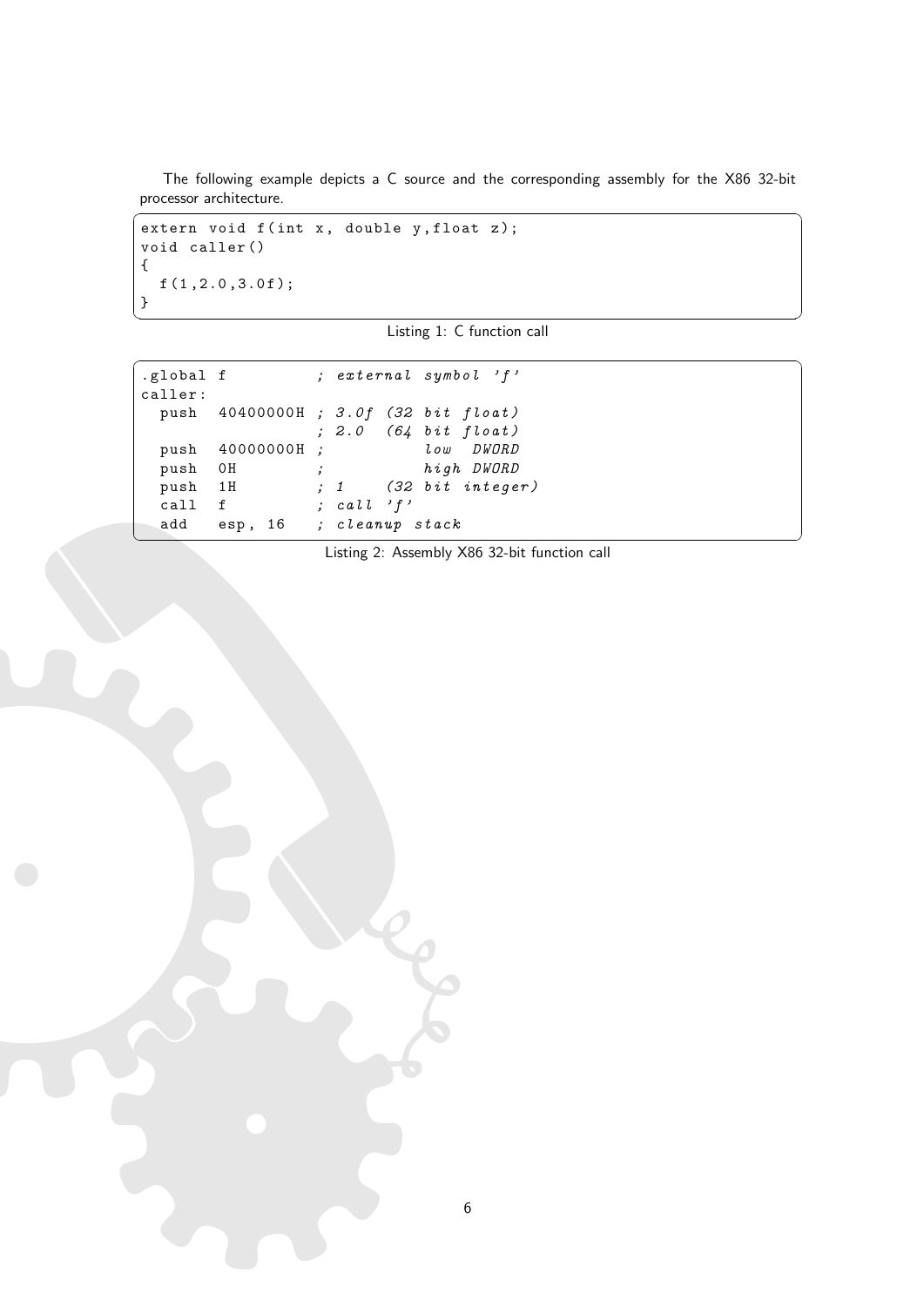The following example depicts a C source and the corresponding assembly for the X86 32-bit processor architecture.

```
extern void f(int x, double y,float z);
void caller()
{
  f(1,2.0,3.0f);
}
```

Listing 1: C function call

```
.global f          ; external symbol 'f'
caller:
  push  40400000H ; 3.0f (32 bit float)
                  ; 2.0  (64 bit float)
  push  40000000H ;          low  DWORD
  push  0H        ;          high DWORD
  push  1H        ; 1    (32 bit integer)
  call  f         ; call 'f'
  add   esp, 16   ; cleanup stack
```

Listing 2: Assembly X86 32-bit function call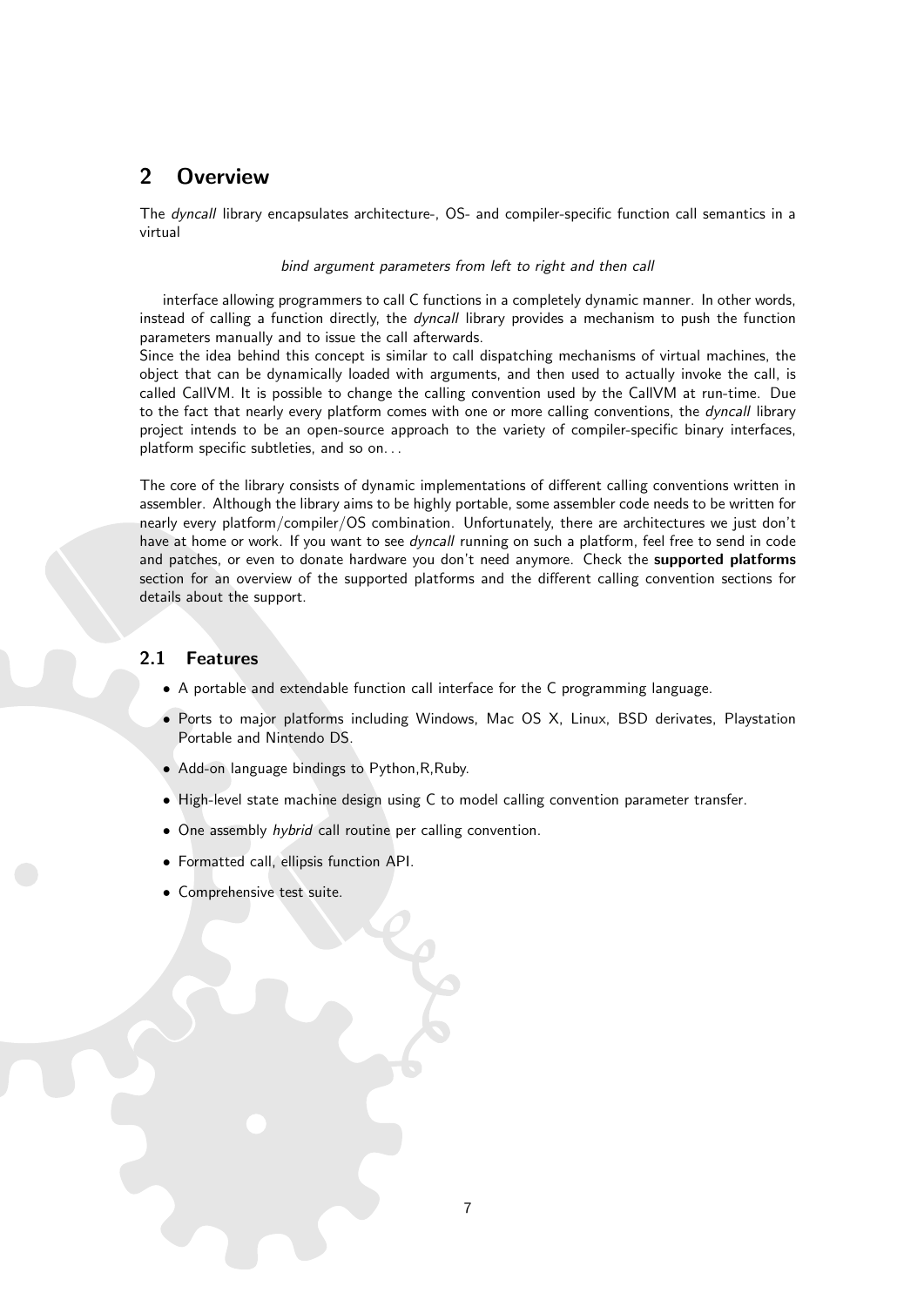# 2 Overview

The *dyncall* library encapsulates architecture-, OS- and compiler-specific function call semantics in a virtual

*bind argument parameters from left to right and then call*

interface allowing programmers to call C functions in a completely dynamic manner. In other words, instead of calling a function directly, the *dyncall* library provides a mechanism to push the function parameters manually and to issue the call afterwards.
Since the idea behind this concept is similar to call dispatching mechanisms of virtual machines, the object that can be dynamically loaded with arguments, and then used to actually invoke the call, is called CallVM. It is possible to change the calling convention used by the CallVM at run-time. Due to the fact that nearly every platform comes with one or more calling conventions, the *dyncall* library project intends to be an open-source approach to the variety of compiler-specific binary interfaces, platform specific subtleties, and so on...

The core of the library consists of dynamic implementations of different calling conventions written in assembler. Although the library aims to be highly portable, some assembler code needs to be written for nearly every platform/compiler/OS combination. Unfortunately, there are architectures we just don't have at home or work. If you want to see *dyncall* running on such a platform, feel free to send in code and patches, or even to donate hardware you don't need anymore. Check the **supported platforms** section for an overview of the supported platforms and the different calling convention sections for details about the support.

## 2.1 Features

- A portable and extendable function call interface for the C programming language.
- Ports to major platforms including Windows, Mac OS X, Linux, BSD derivates, Playstation Portable and Nintendo DS.
- Add-on language bindings to Python,R,Ruby.
- High-level state machine design using C to model calling convention parameter transfer.
- One assembly *hybrid* call routine per calling convention.
- Formatted call, ellipsis function API.
- Comprehensive test suite.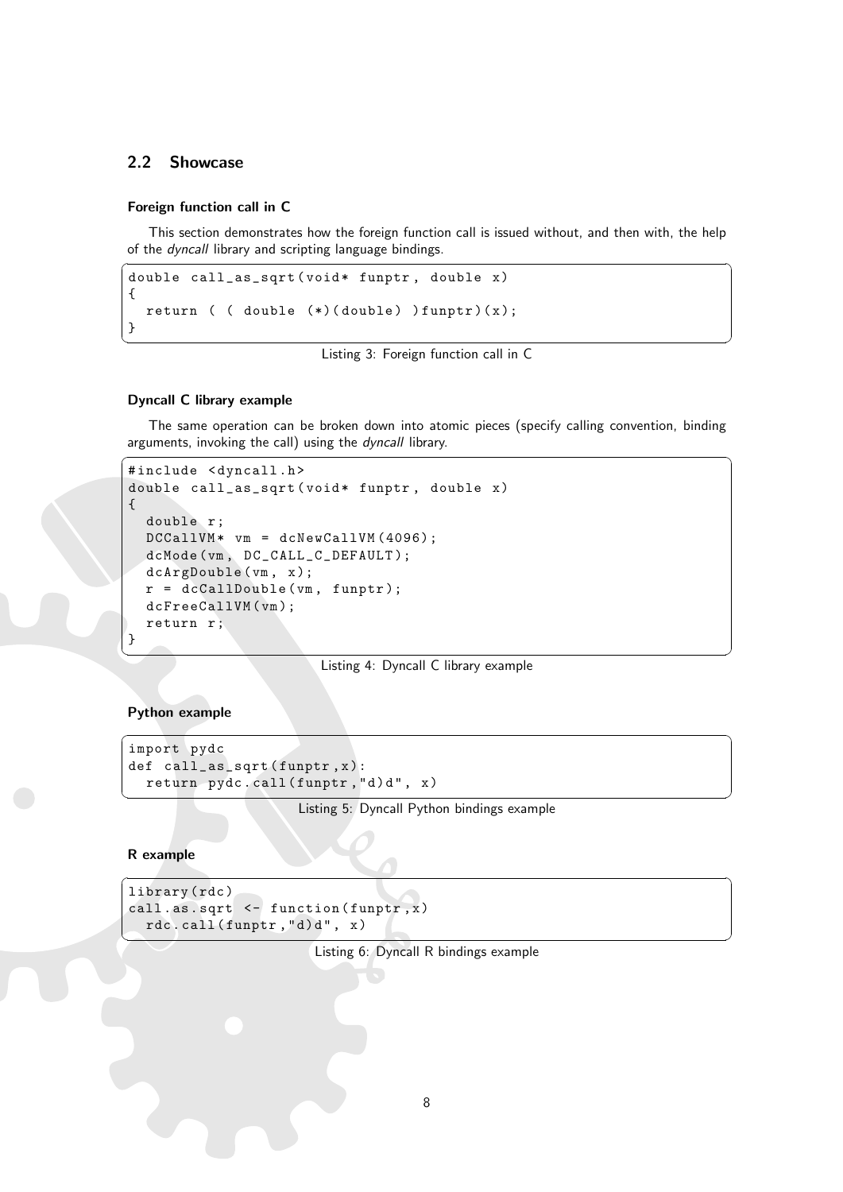## 2.2 Showcase

#### Foreign function call in C

This section demonstrates how the foreign function call is issued without, and then with, the help of the *dyncall* library and scripting language bindings.

```
double call_as_sqrt(void* funptr, double x)
{
  return ( ( double (*)(double) )funptr)(x);
}
```

Listing 3: Foreign function call in C

#### Dyncall C library example

The same operation can be broken down into atomic pieces (specify calling convention, binding arguments, invoking the call) using the *dyncall* library.

```
#include <dyncall.h>
double call_as_sqrt(void* funptr, double x)
{
  double r;
  DCCallVM* vm = dcNewCallVM(4096);
  dcMode(vm, DC_CALL_C_DEFAULT);
  dcArgDouble(vm, x);
  r = dcCallDouble(vm, funptr);
  dcFreeCallVM(vm);
  return r;
}
```

Listing 4: Dyncall C library example

#### Python example

```
import pydc
def call_as_sqrt(funptr,x):
  return pydc.call(funptr,"d)d", x)
```

Listing 5: Dyncall Python bindings example

#### R example

```
library(rdc)
call.as.sqrt <- function(funptr,x)
  rdc.call(funptr,"d)d", x)
```

Listing 6: Dyncall R bindings example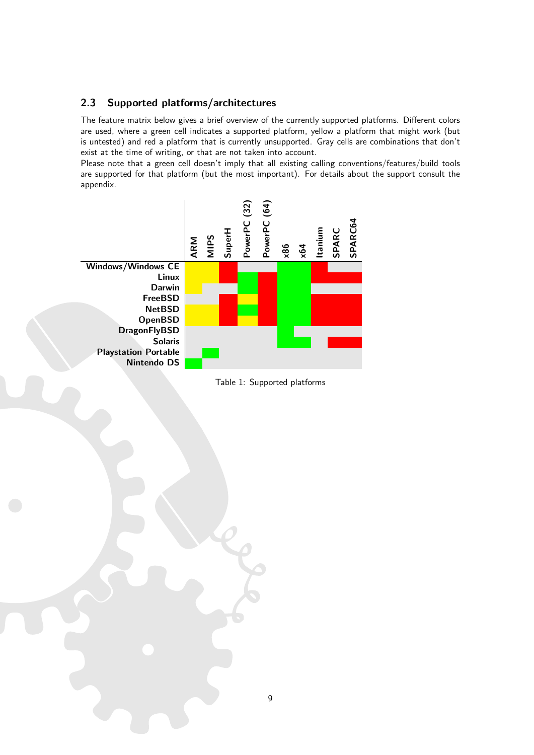## 2.3 Supported platforms/architectures

The feature matrix below gives a brief overview of the currently supported platforms. Different colors are used, where a green cell indicates a supported platform, yellow a platform that might work (but is untested) and red a platform that is currently unsupported. Gray cells are combinations that don't exist at the time of writing, or that are not taken into account.

Please note that a green cell doesn't imply that all existing calling conventions/features/build tools are supported for that platform (but the most important). For details about the support consult the appendix.

| | ARM | MIPS | SuperH | PowerPC (32) | PowerPC (64) | x86 | x64 | Itanium | SPARC | SPARC64 |
|---|---|---|---|---|---|---|---|---|---|---|
| **Windows/Windows CE** | yellow | yellow | red | gray | gray | green | green | red | gray | gray |
| **Linux** | yellow | yellow | red | green | red | green | green | red | red | red |
| **Darwin** | yellow | gray | gray | green | red | green | green | gray | gray | gray |
| **FreeBSD** | gray | gray | red | yellow | red | green | green | red | red | red |
| **NetBSD** | yellow | yellow | red | green | red | green | green | red | red | red |
| **OpenBSD** | yellow | yellow | red | yellow | red | green | green | red | red | red |
| **DragonFlyBSD** | gray | gray | gray | gray | gray | green | gray | gray | gray | gray |
| **Solaris** | gray | gray | gray | gray | gray | green | green | gray | red | red |
| **Playstation Portable** | gray | green | gray | gray | gray | gray | gray | gray | gray | gray |
| **Nintendo DS** | green | gray | gray | gray | gray | gray | gray | gray | gray | gray |

Table 1: Supported platforms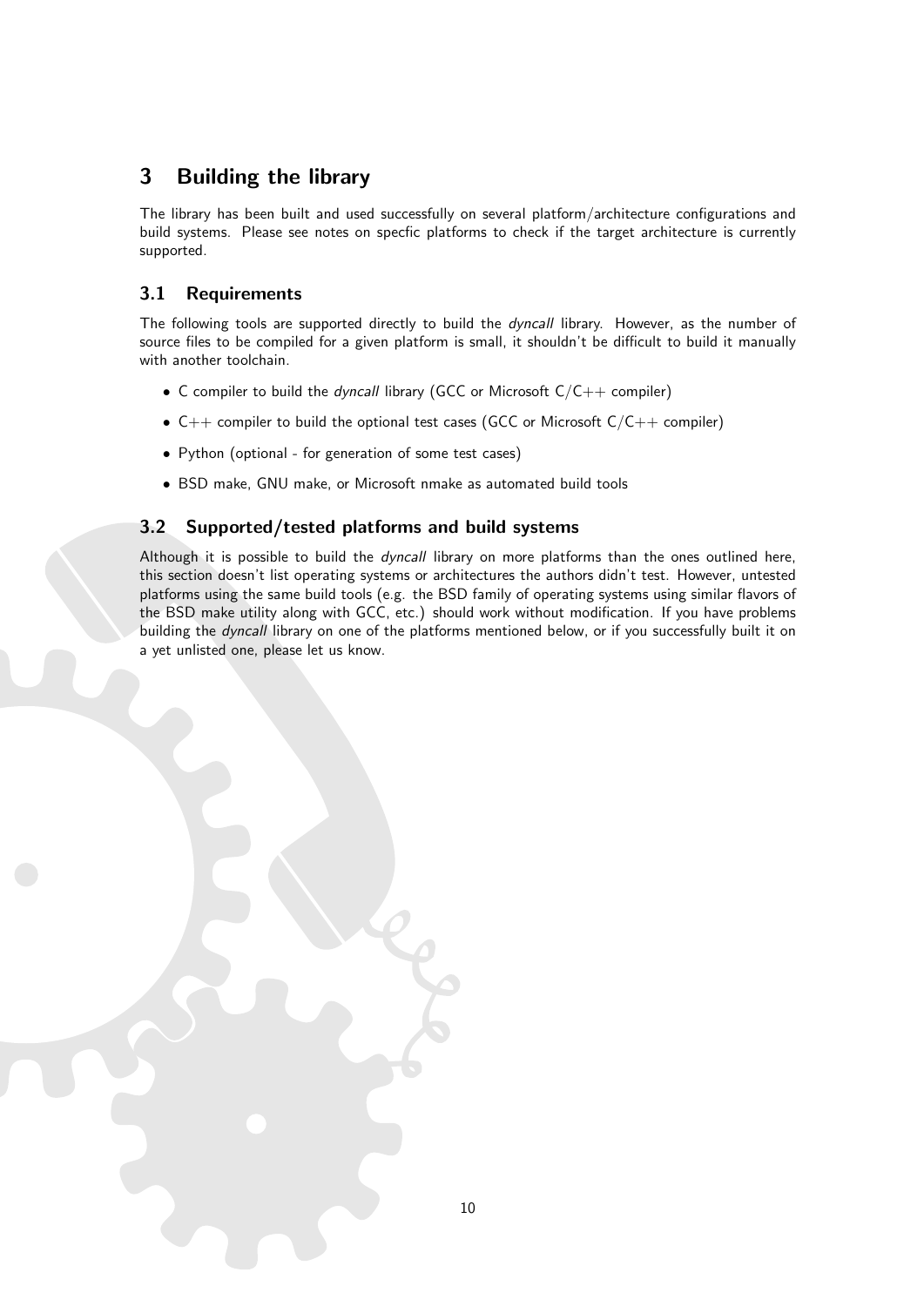# 3 Building the library

The library has been built and used successfully on several platform/architecture configurations and build systems. Please see notes on specfic platforms to check if the target architecture is currently supported.

## 3.1 Requirements

The following tools are supported directly to build the *dyncall* library. However, as the number of source files to be compiled for a given platform is small, it shouldn't be difficult to build it manually with another toolchain.

- C compiler to build the *dyncall* library (GCC or Microsoft C/C++ compiler)
- C++ compiler to build the optional test cases (GCC or Microsoft C/C++ compiler)
- Python (optional - for generation of some test cases)
- BSD make, GNU make, or Microsoft nmake as automated build tools

## 3.2 Supported/tested platforms and build systems

Although it is possible to build the *dyncall* library on more platforms than the ones outlined here, this section doesn't list operating systems or architectures the authors didn't test. However, untested platforms using the same build tools (e.g. the BSD family of operating systems using similar flavors of the BSD make utility along with GCC, etc.) should work without modification. If you have problems building the *dyncall* library on one of the platforms mentioned below, or if you successfully built it on a yet unlisted one, please let us know.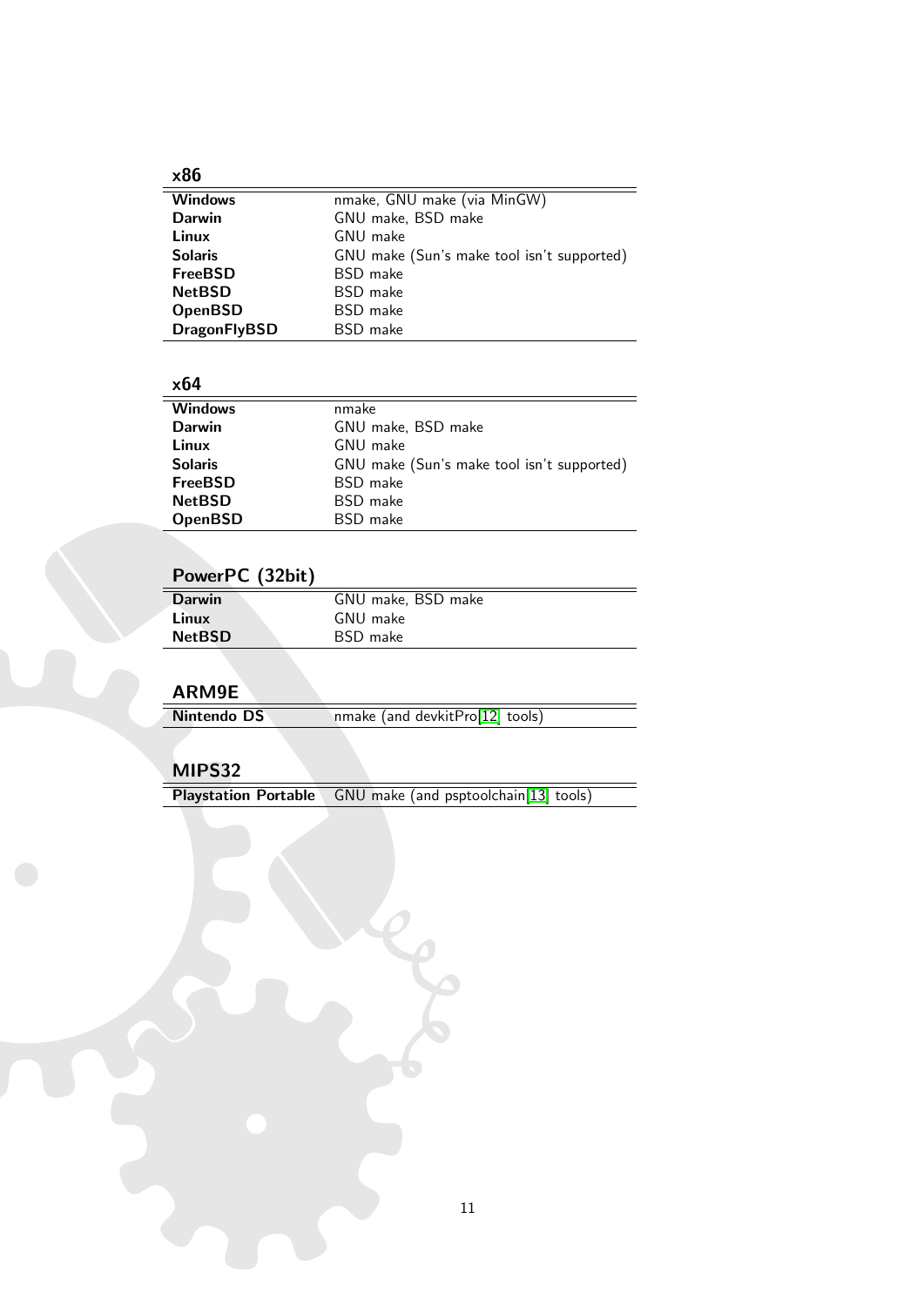### x86

| | |
|---|---|
| **Windows** | nmake, GNU make (via MinGW) |
| **Darwin** | GNU make, BSD make |
| **Linux** | GNU make |
| **Solaris** | GNU make (Sun's make tool isn't supported) |
| **FreeBSD** | BSD make |
| **NetBSD** | BSD make |
| **OpenBSD** | BSD make |
| **DragonFlyBSD** | BSD make |

### x64

| | |
|---|---|
| **Windows** | nmake |
| **Darwin** | GNU make, BSD make |
| **Linux** | GNU make |
| **Solaris** | GNU make (Sun's make tool isn't supported) |
| **FreeBSD** | BSD make |
| **NetBSD** | BSD make |
| **OpenBSD** | BSD make |

### PowerPC (32bit)

| | |
|---|---|
| **Darwin** | GNU make, BSD make |
| **Linux** | GNU make |
| **NetBSD** | BSD make |

### ARM9E

| | |
|---|---|
| **Nintendo DS** | nmake (and devkitPro[12] tools) |

### MIPS32

| | |
|---|---|
| **Playstation Portable** | GNU make (and psptoolchain[13] tools) |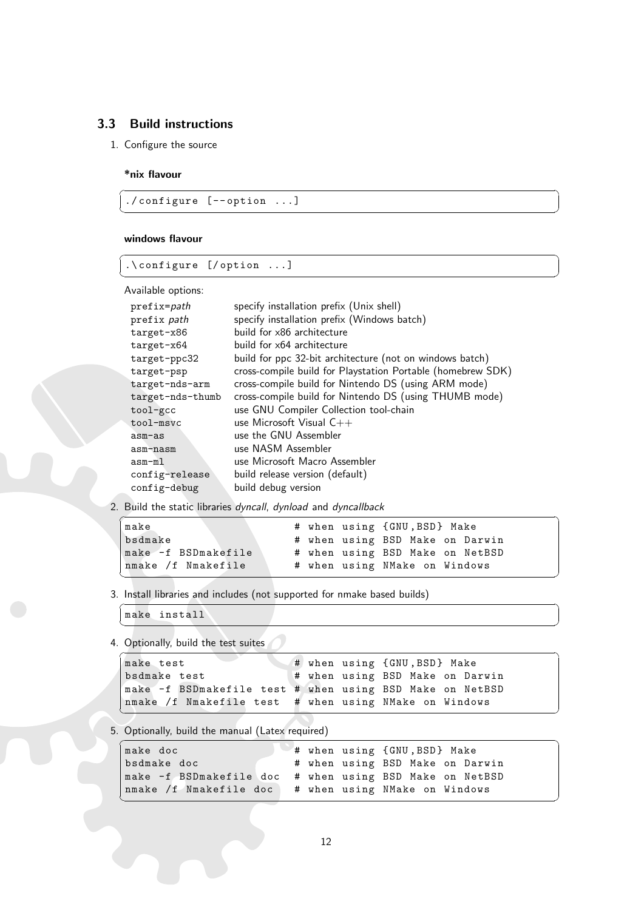### 3.3 Build instructions

1. Configure the source

   **\*nix flavour**

   ```
   ./configure [--option ...]
   ```

   **windows flavour**

   ```
   .\configure [/option ...]
   ```

   Available options:

   | | |
   |---|---|
   | `prefix=`*path* | specify installation prefix (Unix shell) |
   | `prefix` *path* | specify installation prefix (Windows batch) |
   | `target-x86` | build for x86 architecture |
   | `target-x64` | build for x64 architecture |
   | `target-ppc32` | build for ppc 32-bit architecture (not on windows batch) |
   | `target-psp` | cross-compile build for Playstation Portable (homebrew SDK) |
   | `target-nds-arm` | cross-compile build for Nintendo DS (using ARM mode) |
   | `target-nds-thumb` | cross-compile build for Nintendo DS (using THUMB mode) |
   | `tool-gcc` | use GNU Compiler Collection tool-chain |
   | `tool-msvc` | use Microsoft Visual C++ |
   | `asm-as` | use the GNU Assembler |
   | `asm-nasm` | use NASM Assembler |
   | `asm-ml` | use Microsoft Macro Assembler |
   | `config-release` | build release version (default) |
   | `config-debug` | build debug version |

2. Build the static libraries *dyncall*, *dynload* and *dyncallback*

   ```
   make                       # when using {GNU,BSD} Make
   bsdmake                    # when using BSD Make on Darwin
   make -f BSDmakefile        # when using BSD Make on NetBSD
   nmake /f Nmakefile         # when using NMake on Windows
   ```

3. Install libraries and includes (not supported for nmake based builds)

   ```
   make install
   ```

4. Optionally, build the test suites

   ```
   make test                  # when using {GNU,BSD} Make
   bsdmake test               # when using BSD Make on Darwin
   make -f BSDmakefile test   # when using BSD Make on NetBSD
   nmake /f Nmakefile test    # when using NMake on Windows
   ```

5. Optionally, build the manual (Latex required)

   ```
   make doc                   # when using {GNU,BSD} Make
   bsdmake doc                # when using BSD Make on Darwin
   make -f BSDmakefile doc    # when using BSD Make on NetBSD
   nmake /f Nmakefile doc     # when using NMake on Windows
   ```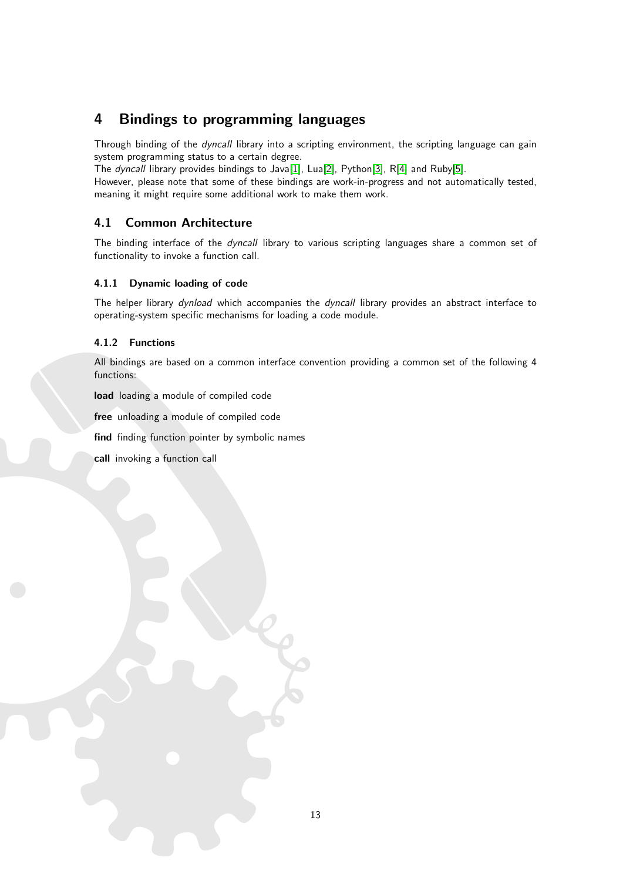# 4 Bindings to programming languages

Through binding of the *dyncall* library into a scripting environment, the scripting language can gain system programming status to a certain degree.
The *dyncall* library provides bindings to Java[1], Lua[2], Python[3], R[4] and Ruby[5].
However, please note that some of these bindings are work-in-progress and not automatically tested, meaning it might require some additional work to make them work.

## 4.1 Common Architecture

The binding interface of the *dyncall* library to various scripting languages share a common set of functionality to invoke a function call.

### 4.1.1 Dynamic loading of code

The helper library *dynload* which accompanies the *dyncall* library provides an abstract interface to operating-system specific mechanisms for loading a code module.

### 4.1.2 Functions

All bindings are based on a common interface convention providing a common set of the following 4 functions:

**load** loading a module of compiled code

**free** unloading a module of compiled code

**find** finding function pointer by symbolic names

**call** invoking a function call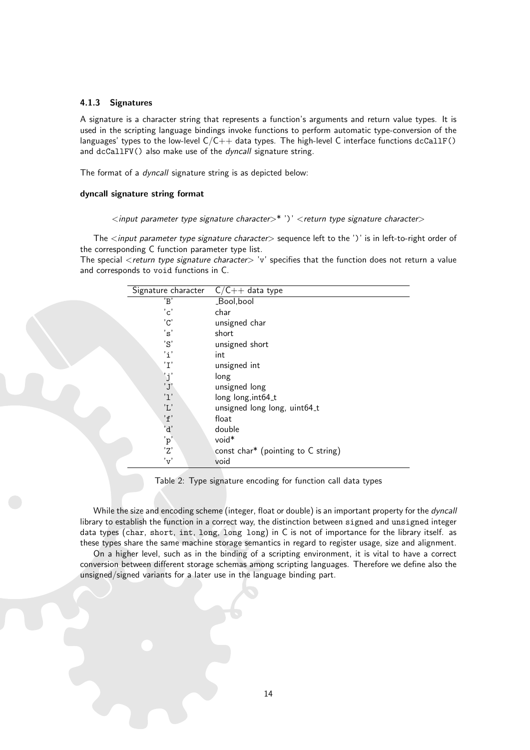### 4.1.3 Signatures

A signature is a character string that represents a function's arguments and return value types. It is used in the scripting language bindings invoke functions to perform automatic type-conversion of the languages' types to the low-level C/C++ data types. The high-level C interface functions `dcCallF()` and `dcCallFV()` also make use of the *dyncall* signature string.

The format of a *dyncall* signature string is as depicted below:

**dyncall signature string format**

> <*input parameter type signature character*>* ')' <*return type signature character*>

The <*input parameter type signature character*> sequence left to the ')' is in left-to-right order of the corresponding C function parameter type list.
The special <*return type signature character*> 'v' specifies that the function does not return a value and corresponds to `void` functions in C.

| Signature character | C/C++ data type |
|---|---|
| 'B' | _Bool,bool |
| 'c' | char |
| 'C' | unsigned char |
| 's' | short |
| 'S' | unsigned short |
| 'i' | int |
| 'I' | unsigned int |
| 'j' | long |
| 'J' | unsigned long |
| 'l' | long long,int64_t |
| 'L' | unsigned long long, uint64_t |
| 'f' | float |
| 'd' | double |
| 'p' | void* |
| 'Z' | const char* (pointing to C string) |
| 'v' | void |

Table 2: Type signature encoding for function call data types

While the size and encoding scheme (integer, float or double) is an important property for the *dyncall* library to establish the function in a correct way, the distinction between `signed` and `unsigned` integer data types (`char`, `short`, `int`, `long`, `long long`) in C is not of importance for the library itself. as these types share the same machine storage semantics in regard to register usage, size and alignment.

On a higher level, such as in the binding of a scripting environment, it is vital to have a correct conversion between different storage schemas among scripting languages. Therefore we define also the unsigned/signed variants for a later use in the language binding part.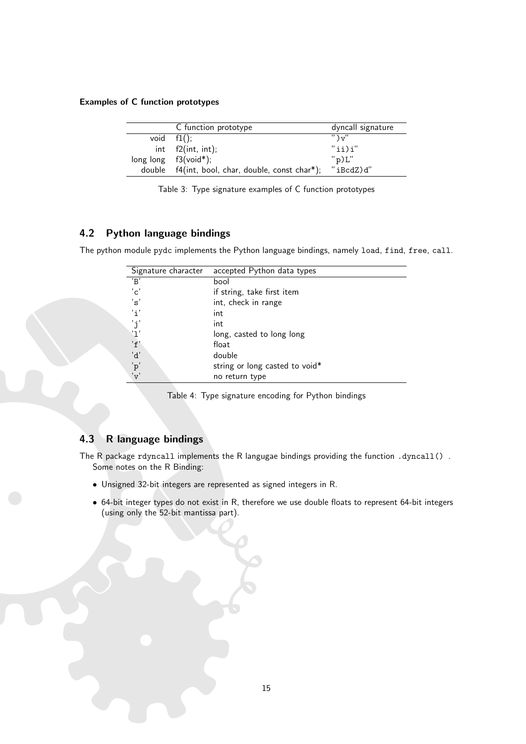**Examples of C function prototypes**

| | C function prototype | dyncall signature |
|---|---|---|
| void | f1(); | ")v" |
| int | f2(int, int); | "ii)i" |
| long long | f3(void*); | "p)L" |
| double | f4(int, bool, char, double, const char*); | "iBcdZ)d" |

Table 3: Type signature examples of C function prototypes

## 4.2 Python language bindings

The python module `pydc` implements the Python language bindings, namely `load`, `find`, `free`, `call`.

| Signature character | accepted Python data types |
|---|---|
| 'B' | bool |
| 'c' | if string, take first item |
| 's' | int, check in range |
| 'i' | int |
| 'j' | int |
| 'l' | long, casted to long long |
| 'f' | float |
| 'd' | double |
| 'p' | string or long casted to void* |
| 'v' | no return type |

Table 4: Type signature encoding for Python bindings

## 4.3 R language bindings

The R package `rdyncall` implements the R langugae bindings providing the function `.dyncall()` . Some notes on the R Binding:

- Unsigned 32-bit integers are represented as signed integers in R.
- 64-bit integer types do not exist in R, therefore we use double floats to represent 64-bit integers (using only the 52-bit mantissa part).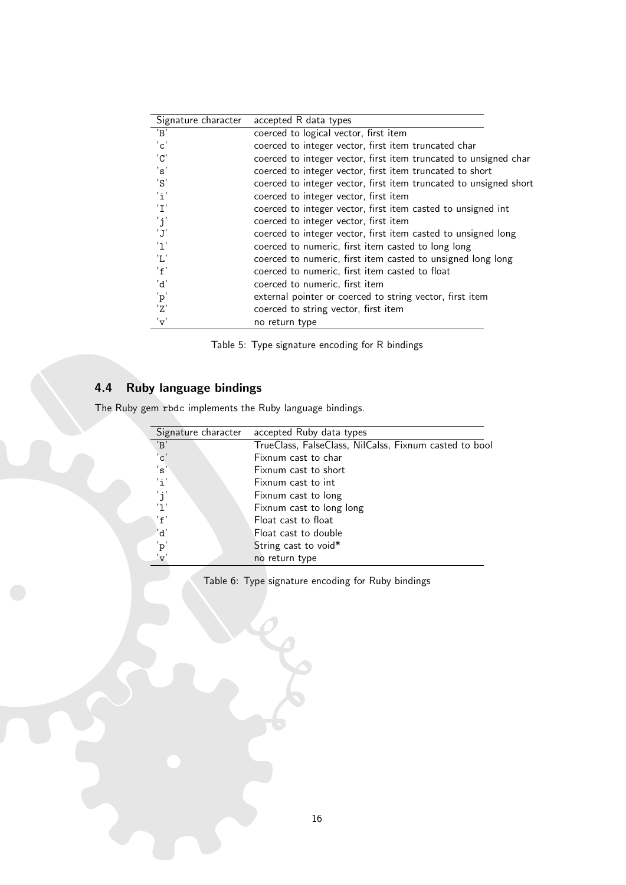| Signature character | accepted R data types |
|---|---|
| 'B' | coerced to logical vector, first item |
| 'c' | coerced to integer vector, first item truncated char |
| 'C' | coerced to integer vector, first item truncated to unsigned char |
| 's' | coerced to integer vector, first item truncated to short |
| 'S' | coerced to integer vector, first item truncated to unsigned short |
| 'i' | coerced to integer vector, first item |
| 'I' | coerced to integer vector, first item casted to unsigned int |
| 'j' | coerced to integer vector, first item |
| 'J' | coerced to integer vector, first item casted to unsigned long |
| 'l' | coerced to numeric, first item casted to long long |
| 'L' | coerced to numeric, first item casted to unsigned long long |
| 'f' | coerced to numeric, first item casted to float |
| 'd' | coerced to numeric, first item |
| 'p' | external pointer or coerced to string vector, first item |
| 'Z' | coerced to string vector, first item |
| 'v' | no return type |

Table 5: Type signature encoding for R bindings

## 4.4 Ruby language bindings

The Ruby gem `rbdc` implements the Ruby language bindings.

| Signature character | accepted Ruby data types |
|---|---|
| 'B' | TrueClass, FalseClass, NilCalss, Fixnum casted to bool |
| 'c' | Fixnum cast to char |
| 's' | Fixnum cast to short |
| 'i' | Fixnum cast to int |
| 'j' | Fixnum cast to long |
| 'l' | Fixnum cast to long long |
| 'f' | Float cast to float |
| 'd' | Float cast to double |
| 'p' | String cast to void* |
| 'v' | no return type |

Table 6: Type signature encoding for Ruby bindings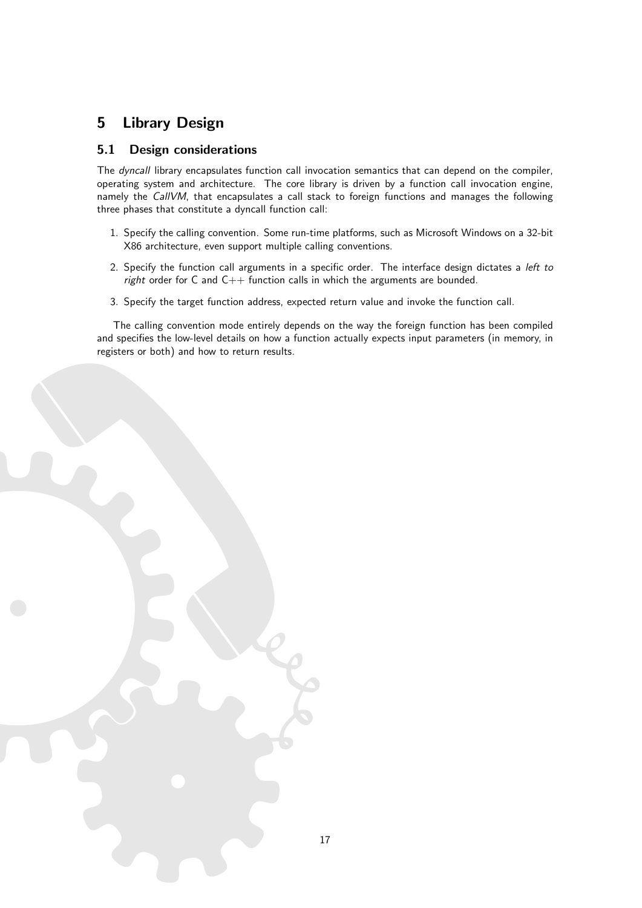# 5 Library Design

## 5.1 Design considerations

The *dyncall* library encapsulates function call invocation semantics that can depend on the compiler, operating system and architecture. The core library is driven by a function call invocation engine, namely the *CallVM*, that encapsulates a call stack to foreign functions and manages the following three phases that constitute a dyncall function call:

1. Specify the calling convention. Some run-time platforms, such as Microsoft Windows on a 32-bit X86 architecture, even support multiple calling conventions.
2. Specify the function call arguments in a specific order. The interface design dictates a *left to right* order for C and C++ function calls in which the arguments are bounded.
3. Specify the target function address, expected return value and invoke the function call.

The calling convention mode entirely depends on the way the foreign function has been compiled and specifies the low-level details on how a function actually expects input parameters (in memory, in registers or both) and how to return results.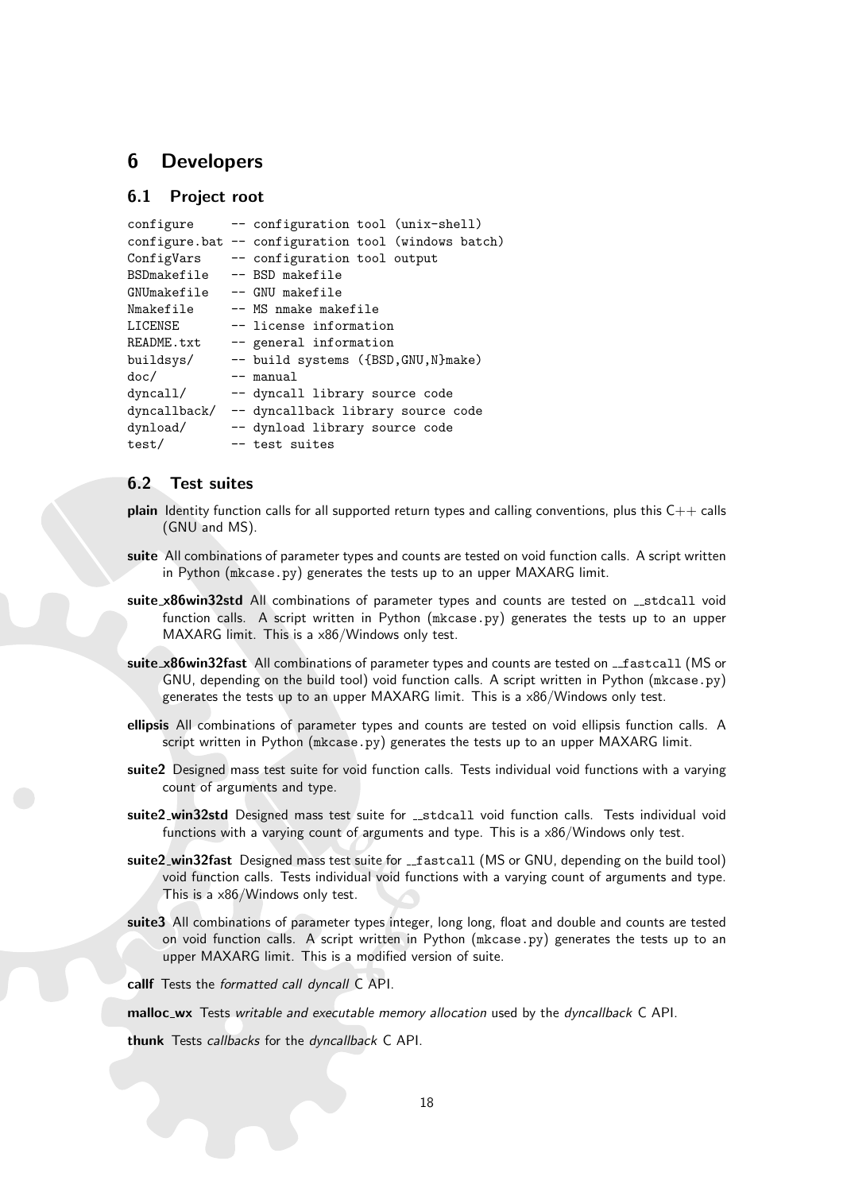# 6 Developers

## 6.1 Project root

```
configure      -- configuration tool (unix-shell)
configure.bat -- configuration tool (windows batch)
ConfigVars     -- configuration tool output
BSDmakefile    -- BSD makefile
GNUmakefile    -- GNU makefile
Nmakefile      -- MS nmake makefile
LICENSE        -- license information
README.txt     -- general information
buildsys/      -- build systems ({BSD,GNU,N}make)
doc/           -- manual
dyncall/       -- dyncall library source code
dyncallback/   -- dyncallback library source code
dynload/       -- dynload library source code
test/          -- test suites
```

## 6.2 Test suites

**plain** Identity function calls for all supported return types and calling conventions, plus this C++ calls (GNU and MS).

**suite** All combinations of parameter types and counts are tested on void function calls. A script written in Python (`mkcase.py`) generates the tests up to an upper MAXARG limit.

**suite_x86win32std** All combinations of parameter types and counts are tested on `__stdcall` void function calls. A script written in Python (`mkcase.py`) generates the tests up to an upper MAXARG limit. This is a x86/Windows only test.

**suite_x86win32fast** All combinations of parameter types and counts are tested on `__fastcall` (MS or GNU, depending on the build tool) void function calls. A script written in Python (`mkcase.py`) generates the tests up to an upper MAXARG limit. This is a x86/Windows only test.

**ellipsis** All combinations of parameter types and counts are tested on void ellipsis function calls. A script written in Python (`mkcase.py`) generates the tests up to an upper MAXARG limit.

**suite2** Designed mass test suite for void function calls. Tests individual void functions with a varying count of arguments and type.

**suite2_win32std** Designed mass test suite for `__stdcall` void function calls. Tests individual void functions with a varying count of arguments and type. This is a x86/Windows only test.

**suite2_win32fast** Designed mass test suite for `__fastcall` (MS or GNU, depending on the build tool) void function calls. Tests individual void functions with a varying count of arguments and type. This is a x86/Windows only test.

**suite3** All combinations of parameter types integer, long long, float and double and counts are tested on void function calls. A script written in Python (`mkcase.py`) generates the tests up to an upper MAXARG limit. This is a modified version of suite.

**callf** Tests the *formatted call dyncall* C API.

**malloc_wx** Tests *writable and executable memory allocation* used by the *dyncallback* C API.

**thunk** Tests *callbacks* for the *dyncallback* C API.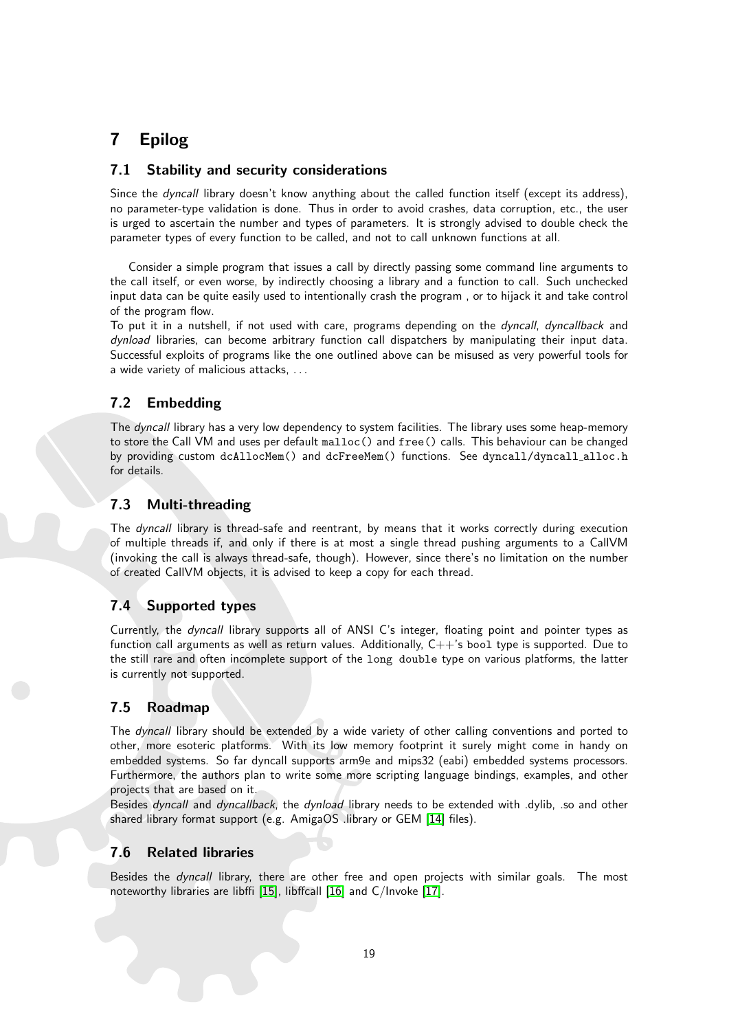# 7 Epilog

## 7.1 Stability and security considerations

Since the *dyncall* library doesn't know anything about the called function itself (except its address), no parameter-type validation is done. Thus in order to avoid crashes, data corruption, etc., the user is urged to ascertain the number and types of parameters. It is strongly advised to double check the parameter types of every function to be called, and not to call unknown functions at all.

Consider a simple program that issues a call by directly passing some command line arguments to the call itself, or even worse, by indirectly choosing a library and a function to call. Such unchecked input data can be quite easily used to intentionally crash the program , or to hijack it and take control of the program flow.
To put it in a nutshell, if not used with care, programs depending on the *dyncall*, *dyncallback* and *dynload* libraries, can become arbitrary function call dispatchers by manipulating their input data. Successful exploits of programs like the one outlined above can be misused as very powerful tools for a wide variety of malicious attacks, ...

## 7.2 Embedding

The *dyncall* library has a very low dependency to system facilities. The library uses some heap-memory to store the Call VM and uses per default `malloc()` and `free()` calls. This behaviour can be changed by providing custom `dcAllocMem()` and `dcFreeMem()` functions. See `dyncall/dyncall_alloc.h` for details.

## 7.3 Multi-threading

The *dyncall* library is thread-safe and reentrant, by means that it works correctly during execution of multiple threads if, and only if there is at most a single thread pushing arguments to a CallVM (invoking the call is always thread-safe, though). However, since there's no limitation on the number of created CallVM objects, it is advised to keep a copy for each thread.

## 7.4 Supported types

Currently, the *dyncall* library supports all of ANSI C's integer, floating point and pointer types as function call arguments as well as return values. Additionally, C++'s `bool` type is supported. Due to the still rare and often incomplete support of the `long double` type on various platforms, the latter is currently not supported.

## 7.5 Roadmap

The *dyncall* library should be extended by a wide variety of other calling conventions and ported to other, more esoteric platforms. With its low memory footprint it surely might come in handy on embedded systems. So far dyncall supports arm9e and mips32 (eabi) embedded systems processors. Furthermore, the authors plan to write some more scripting language bindings, examples, and other projects that are based on it.
Besides *dyncall* and *dyncallback*, the *dynload* library needs to be extended with .dylib, .so and other shared library format support (e.g. AmigaOS .library or GEM [14] files).

## 7.6 Related libraries

Besides the *dyncall* library, there are other free and open projects with similar goals. The most noteworthy libraries are libffi [15], libffcall [16] and C/Invoke [17].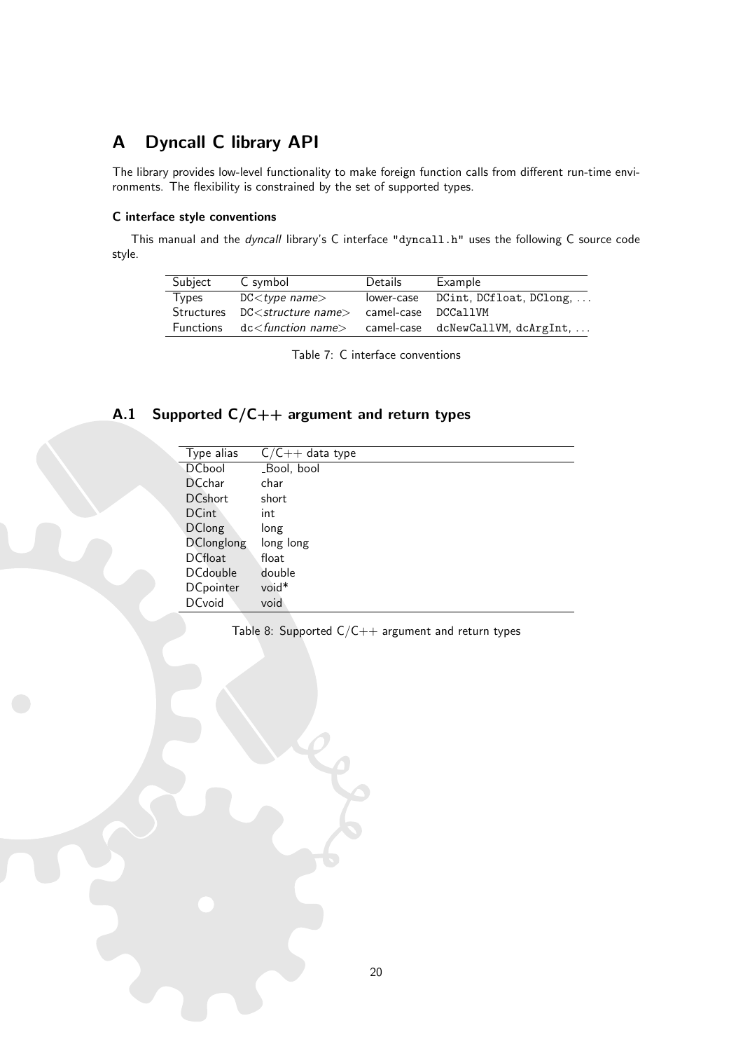# A Dyncall C library API

The library provides low-level functionality to make foreign function calls from different run-time environments. The flexibility is constrained by the set of supported types.

### C interface style conventions

This manual and the *dyncall* library's C interface "dyncall.h" uses the following C source code style.

| Subject | C symbol | Details | Example |
|---|---|---|---|
| Types | DC<*type name*> | lower-case | `DCint`, `DCfloat`, `DClong`, ... |
| Structures | DC<*structure name*> | camel-case | `DCCallVM` |
| Functions | dc<*function name*> | camel-case | `dcNewCallVM`, `dcArgInt`, ... |

Table 7: C interface conventions

## A.1 Supported C/C++ argument and return types

| Type alias | C/C++ data type |
|---|---|
| DCbool | _Bool, bool |
| DCchar | char |
| DCshort | short |
| DCint | int |
| DClong | long |
| DClonglong | long long |
| DCfloat | float |
| DCdouble | double |
| DCpointer | void* |
| DCvoid | void |

Table 8: Supported C/C++ argument and return types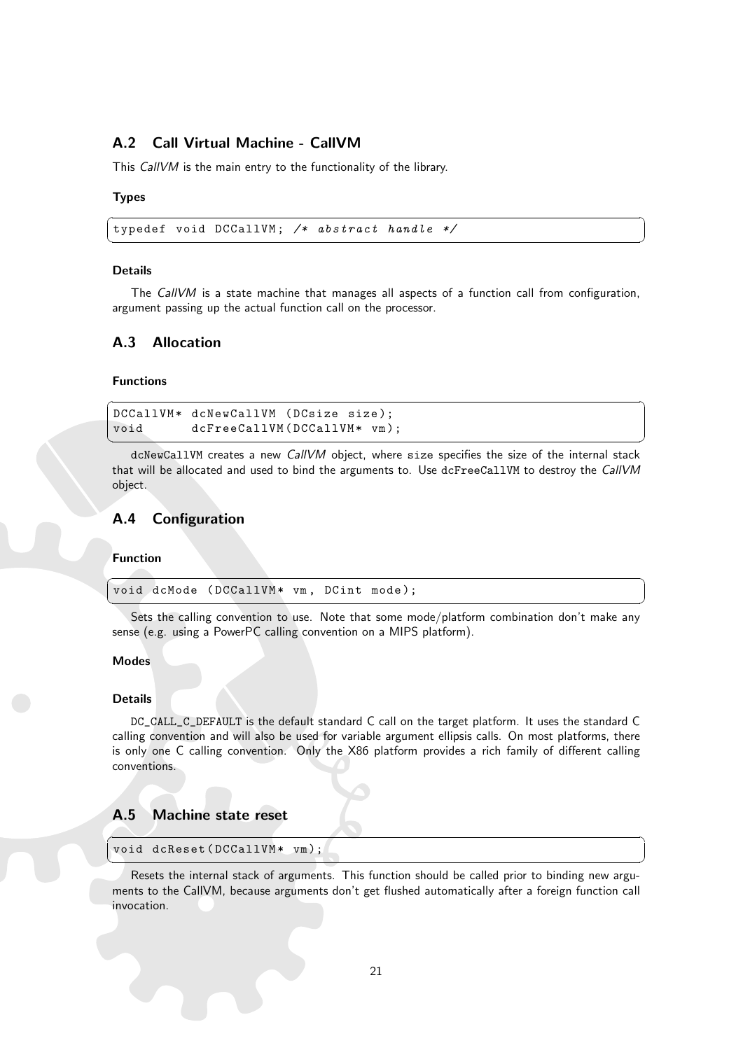## A.2 Call Virtual Machine - CallVM

This *CallVM* is the main entry to the functionality of the library.

#### Types

```
typedef void DCCallVM; /* abstract handle */
```

#### Details

The *CallVM* is a state machine that manages all aspects of a function call from configuration, argument passing up the actual function call on the processor.

## A.3 Allocation

#### Functions

```
DCCallVM* dcNewCallVM (DCsize size);
void      dcFreeCallVM(DCCallVM* vm);
```

`dcNewCallVM` creates a new *CallVM* object, where `size` specifies the size of the internal stack that will be allocated and used to bind the arguments to. Use `dcFreeCallVM` to destroy the *CallVM* object.

## A.4 Configuration

#### Function

```
void dcMode (DCCallVM* vm, DCint mode);
```

Sets the calling convention to use. Note that some mode/platform combination don't make any sense (e.g. using a PowerPC calling convention on a MIPS platform).

#### Modes

#### Details

`DC_CALL_C_DEFAULT` is the default standard C call on the target platform. It uses the standard C calling convention and will also be used for variable argument ellipsis calls. On most platforms, there is only one C calling convention. Only the X86 platform provides a rich family of different calling conventions.

## A.5 Machine state reset

```
void dcReset(DCCallVM* vm);
```

Resets the internal stack of arguments. This function should be called prior to binding new arguments to the CallVM, because arguments don't get flushed automatically after a foreign function call invocation.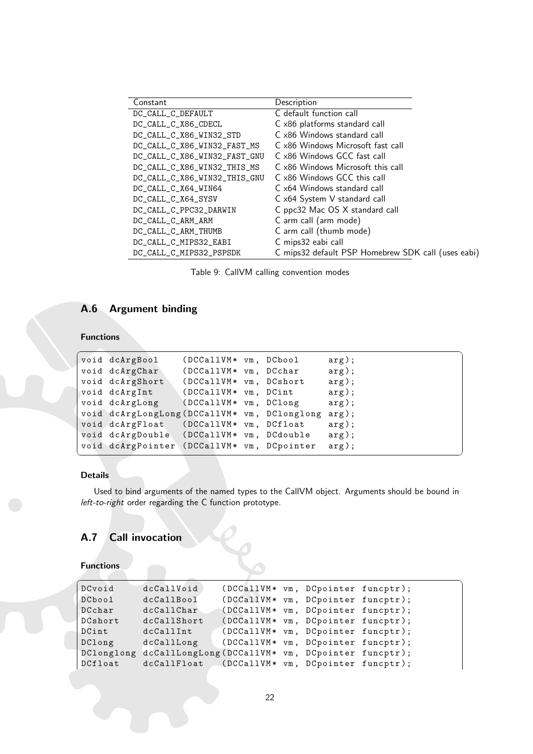| Constant | Description |
|---|---|
| DC_CALL_C_DEFAULT | C default function call |
| DC_CALL_C_X86_CDECL | C x86 platforms standard call |
| DC_CALL_C_X86_WIN32_STD | C x86 Windows standard call |
| DC_CALL_C_X86_WIN32_FAST_MS | C x86 Windows Microsoft fast call |
| DC_CALL_C_X86_WIN32_FAST_GNU | C x86 Windows GCC fast call |
| DC_CALL_C_X86_WIN32_THIS_MS | C x86 Windows Microsoft this call |
| DC_CALL_C_X86_WIN32_THIS_GNU | C x86 Windows GCC this call |
| DC_CALL_C_X64_WIN64 | C x64 Windows standard call |
| DC_CALL_C_X64_SYSV | C x64 System V standard call |
| DC_CALL_C_PPC32_DARWIN | C ppc32 Mac OS X standard call |
| DC_CALL_C_ARM_ARM | C arm call (arm mode) |
| DC_CALL_C_ARM_THUMB | C arm call (thumb mode) |
| DC_CALL_C_MIPS32_EABI | C mips32 eabi call |
| DC_CALL_C_MIPS32_PSPSDK | C mips32 default PSP Homebrew SDK call (uses eabi) |

Table 9: CallVM calling convention modes

## A.6 Argument binding

#### Functions

```
void dcArgBool     (DCCallVM* vm, DCbool     arg);
void dcArgChar     (DCCallVM* vm, DCchar     arg);
void dcArgShort    (DCCallVM* vm, DCshort    arg);
void dcArgInt      (DCCallVM* vm, DCint      arg);
void dcArgLong     (DCCallVM* vm, DClong     arg);
void dcArgLongLong(DCCallVM* vm, DClonglong arg);
void dcArgFloat    (DCCallVM* vm, DCfloat    arg);
void dcArgDouble   (DCCallVM* vm, DCdouble   arg);
void dcArgPointer  (DCCallVM* vm, DCpointer  arg);
```

#### Details

Used to bind arguments of the named types to the CallVM object. Arguments should be bound in *left-to-right* order regarding the C function prototype.

## A.7 Call invocation

#### Functions

```
DCvoid     dcCallVoid     (DCCallVM* vm, DCpointer funcptr);
DCbool     dcCallBool     (DCCallVM* vm, DCpointer funcptr);
DCchar     dcCallChar     (DCCallVM* vm, DCpointer funcptr);
DCshort    dcCallShort    (DCCallVM* vm, DCpointer funcptr);
DCint      dcCallInt      (DCCallVM* vm, DCpointer funcptr);
DClong     dcCallLong     (DCCallVM* vm, DCpointer funcptr);
DClonglong dcCallLongLong(DCCallVM* vm, DCpointer funcptr);
DCfloat    dcCallFloat    (DCCallVM* vm, DCpointer funcptr);
```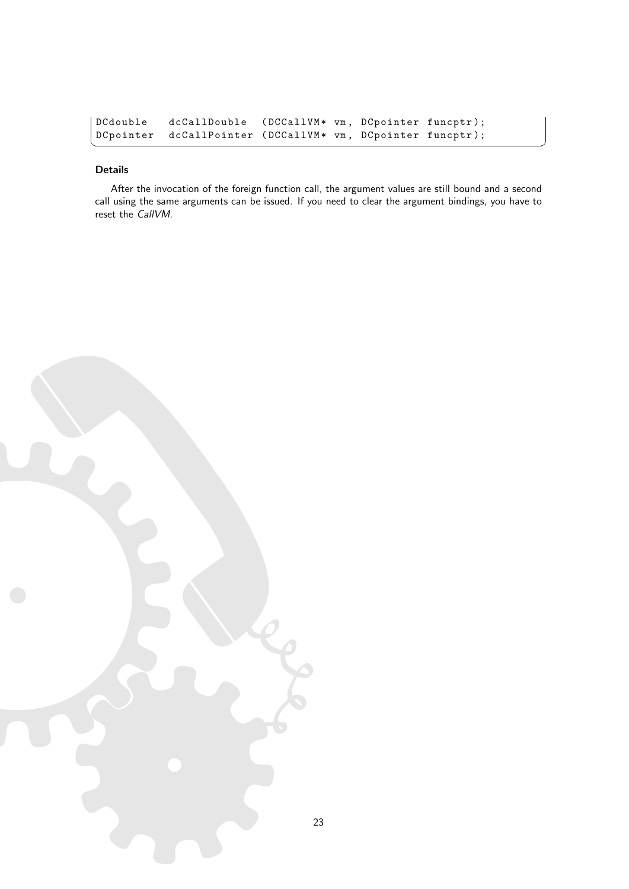```
DCdouble   dcCallDouble  (DCCallVM* vm, DCpointer funcptr);
DCpointer  dcCallPointer (DCCallVM* vm, DCpointer funcptr);
```

#### Details

After the invocation of the foreign function call, the argument values are still bound and a second call using the same arguments can be issued. If you need to clear the argument bindings, you have to reset the *CallVM*.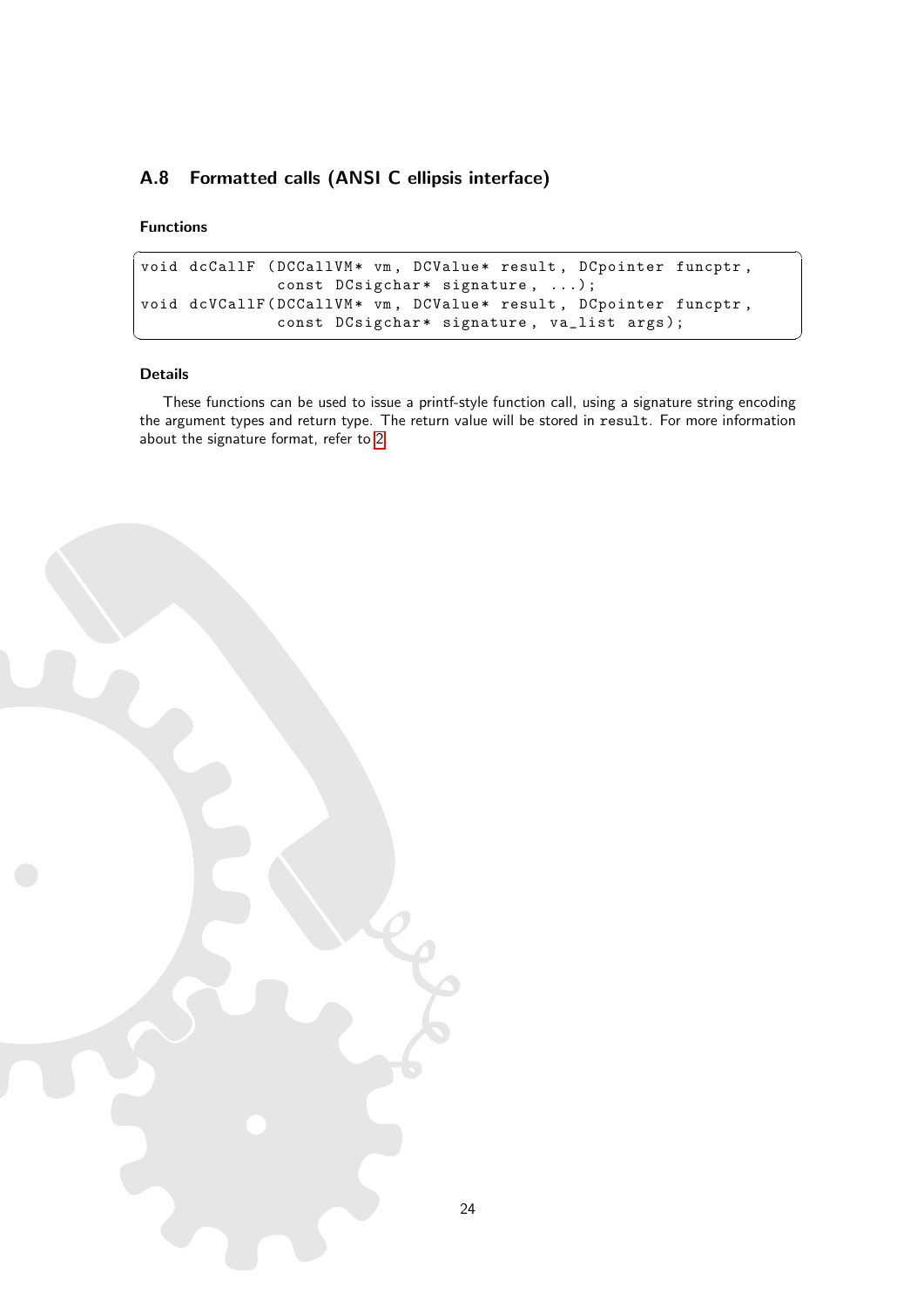## A.8 Formatted calls (ANSI C ellipsis interface)

#### Functions

```
void dcCallF (DCCallVM* vm, DCValue* result, DCpointer funcptr,
              const DCsigchar* signature, ...);
void dcVCallF(DCCallVM* vm, DCValue* result, DCpointer funcptr,
              const DCsigchar* signature, va_list args);
```

#### Details

These functions can be used to issue a printf-style function call, using a signature string encoding the argument types and return type. The return value will be stored in `result`. For more information about the signature format, refer to 2.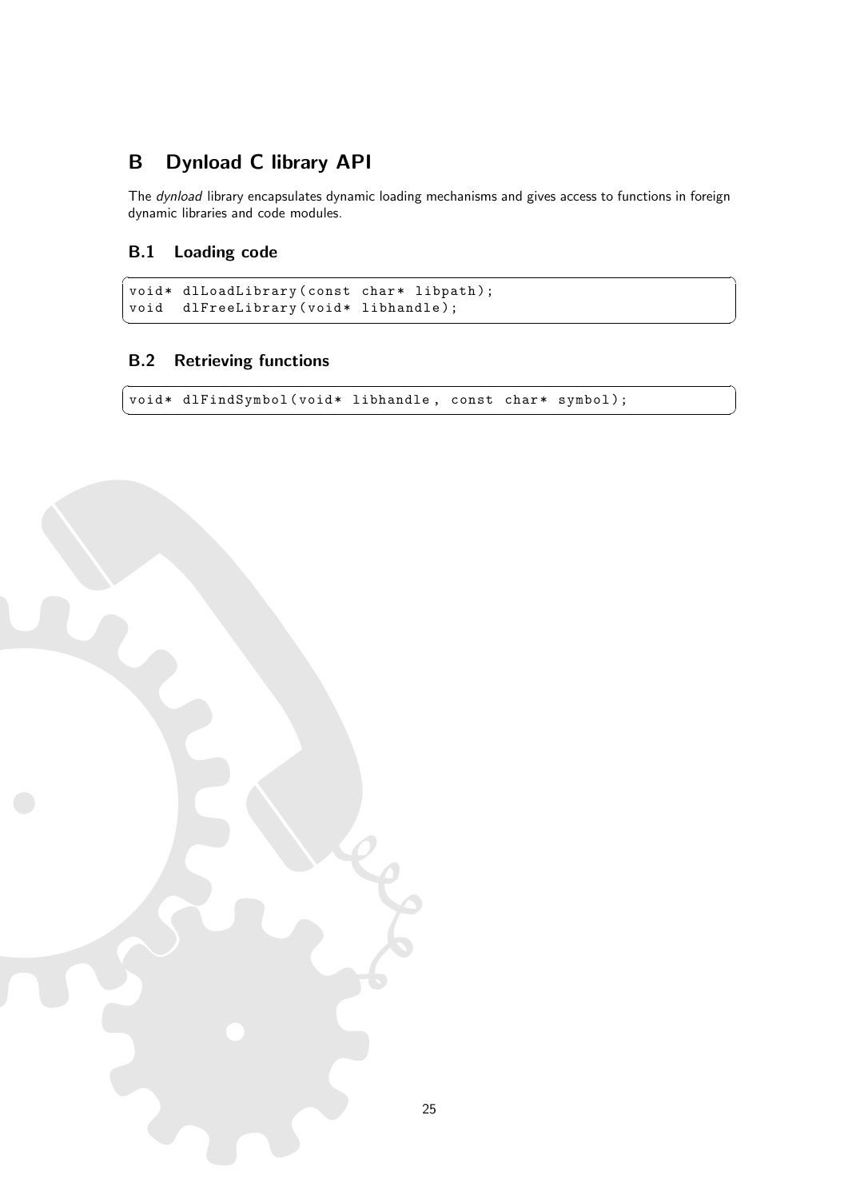# B Dynload C library API

The *dynload* library encapsulates dynamic loading mechanisms and gives access to functions in foreign dynamic libraries and code modules.

## B.1 Loading code

```
void* dlLoadLibrary(const char* libpath);
void  dlFreeLibrary(void* libhandle);
```

## B.2 Retrieving functions

```
void* dlFindSymbol(void* libhandle, const char* symbol);
```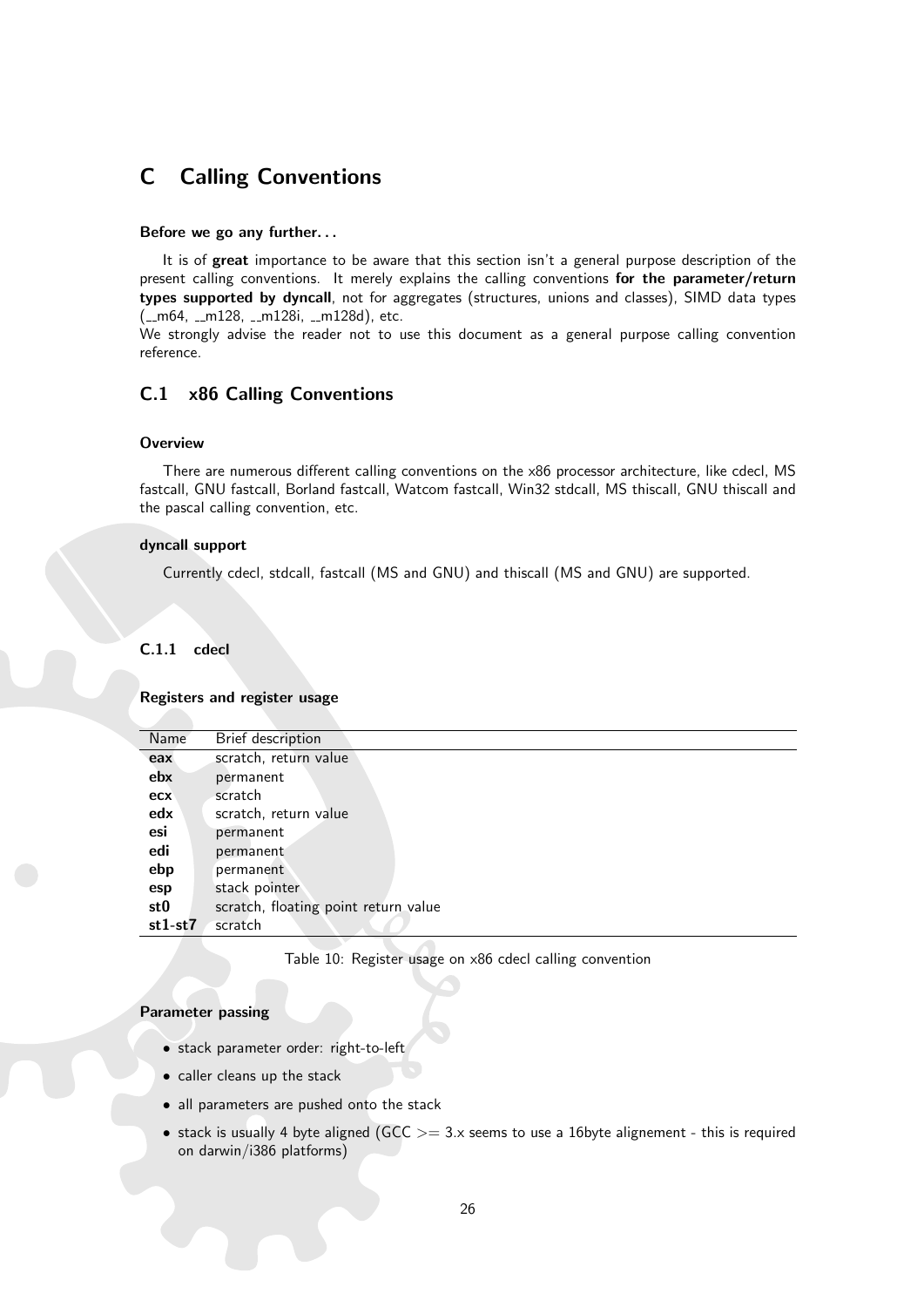# C Calling Conventions

#### Before we go any further...

It is of **great** importance to be aware that this section isn't a general purpose description of the present calling conventions. It merely explains the calling conventions **for the parameter/return types supported by dyncall**, not for aggregates (structures, unions and classes), SIMD data types (__m64, __m128, __m128i, __m128d), etc.
We strongly advise the reader not to use this document as a general purpose calling convention reference.

## C.1 x86 Calling Conventions

#### Overview

There are numerous different calling conventions on the x86 processor architecture, like cdecl, MS fastcall, GNU fastcall, Borland fastcall, Watcom fastcall, Win32 stdcall, MS thiscall, GNU thiscall and the pascal calling convention, etc.

#### dyncall support

Currently cdecl, stdcall, fastcall (MS and GNU) and thiscall (MS and GNU) are supported.

### C.1.1 cdecl

#### Registers and register usage

| Name | Brief description |
|---|---|
| **eax** | scratch, return value |
| **ebx** | permanent |
| **ecx** | scratch |
| **edx** | scratch, return value |
| **esi** | permanent |
| **edi** | permanent |
| **ebp** | permanent |
| **esp** | stack pointer |
| **st0** | scratch, floating point return value |
| **st1-st7** | scratch |

Table 10: Register usage on x86 cdecl calling convention

#### Parameter passing

- stack parameter order: right-to-left
- caller cleans up the stack
- all parameters are pushed onto the stack
- stack is usually 4 byte aligned (GCC >= 3.x seems to use a 16byte alignement - this is required on darwin/i386 platforms)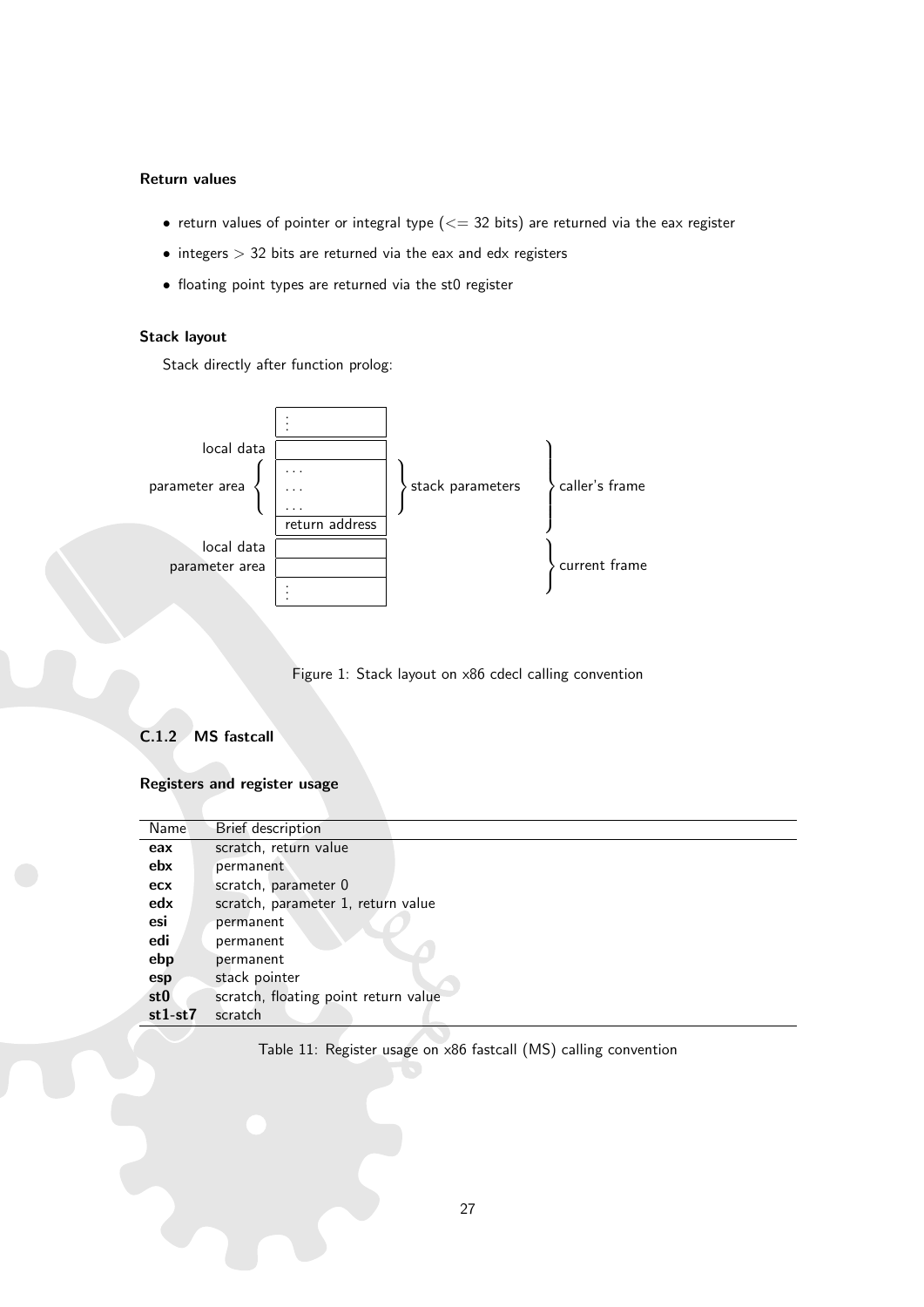#### Return values

- return values of pointer or integral type (<= 32 bits) are returned via the eax register
- integers > 32 bits are returned via the eax and edx registers
- floating point types are returned via the st0 register

#### Stack layout

Stack directly after function prolog:

Figure 1: Stack layout on x86 cdecl calling convention

### C.1.2 MS fastcall

#### Registers and register usage

| Name | Brief description |
| --- | --- |
| **eax** | scratch, return value |
| **ebx** | permanent |
| **ecx** | scratch, parameter 0 |
| **edx** | scratch, parameter 1, return value |
| **esi** | permanent |
| **edi** | permanent |
| **ebp** | permanent |
| **esp** | stack pointer |
| **st0** | scratch, floating point return value |
| **st1-st7** | scratch |

Table 11: Register usage on x86 fastcall (MS) calling convention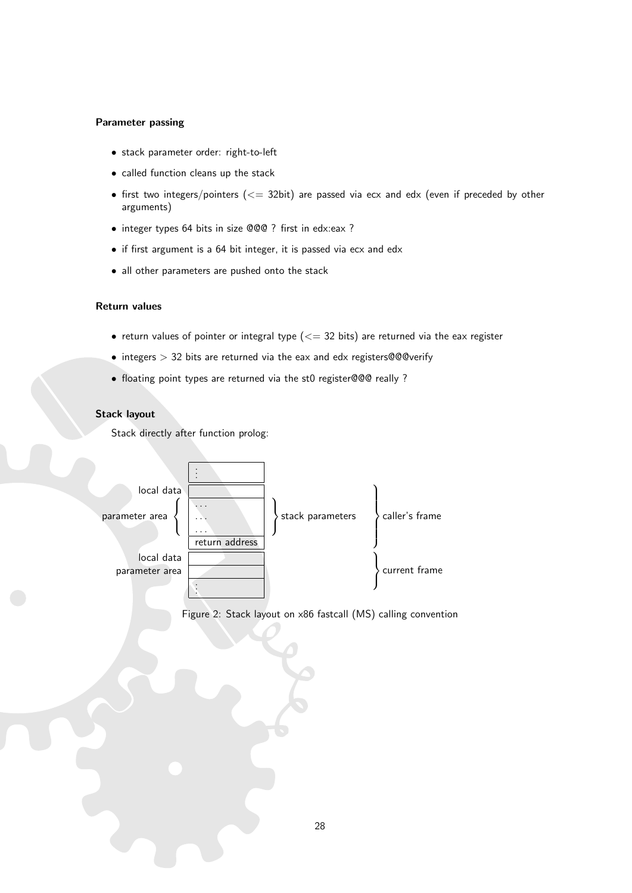### Parameter passing

- stack parameter order: right-to-left
- called function cleans up the stack
- first two integers/pointers ($<=$ 32bit) are passed via ecx and edx (even if preceded by other arguments)
- integer types 64 bits in size @@@ ? first in edx:eax ?
- if first argument is a 64 bit integer, it is passed via ecx and edx
- all other parameters are pushed onto the stack

### Return values

- return values of pointer or integral type ($<=$ 32 bits) are returned via the eax register
- integers $>$ 32 bits are returned via the eax and edx registers@@@verify
- floating point types are returned via the st0 register@@@ really ?

### Stack layout

Stack directly after function prolog:

| | | | |
|---|---|---|---|
| | ⋮ | | |
| local data | | | caller's frame |
| parameter area | . . . | stack parameters | caller's frame |
| | . . . | stack parameters | caller's frame |
| | . . . | stack parameters | caller's frame |
| | return address | | caller's frame |
| local data | | | current frame |
| parameter area | | | current frame |
| | ⋮ | | current frame |

Figure 2: Stack layout on x86 fastcall (MS) calling convention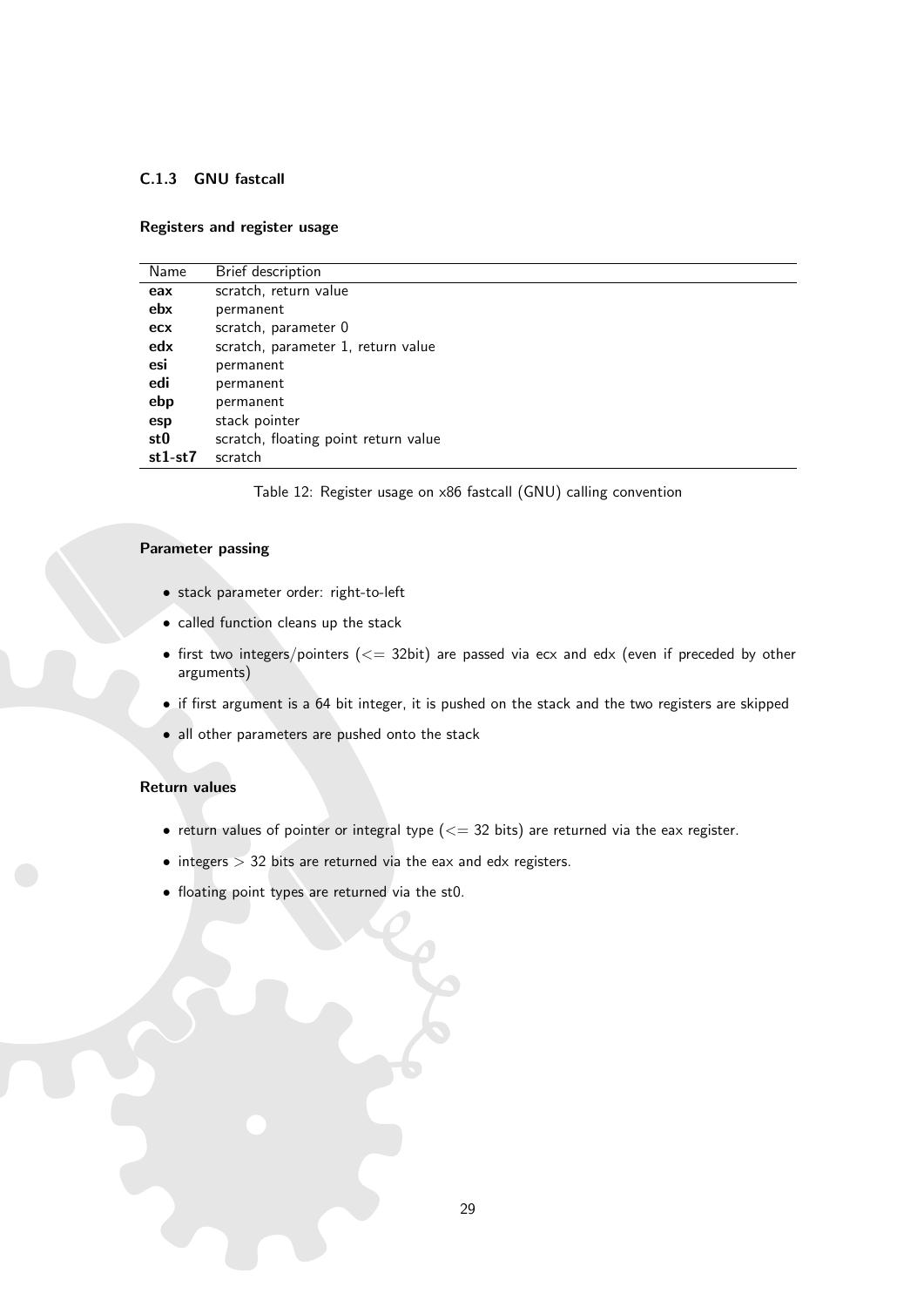### C.1.3 GNU fastcall

#### Registers and register usage

| Name | Brief description |
|---|---|
| **eax** | scratch, return value |
| **ebx** | permanent |
| **ecx** | scratch, parameter 0 |
| **edx** | scratch, parameter 1, return value |
| **esi** | permanent |
| **edi** | permanent |
| **ebp** | permanent |
| **esp** | stack pointer |
| **st0** | scratch, floating point return value |
| **st1-st7** | scratch |

Table 12: Register usage on x86 fastcall (GNU) calling convention

#### Parameter passing

- stack parameter order: right-to-left
- called function cleans up the stack
- first two integers/pointers ($<=$ 32bit) are passed via ecx and edx (even if preceded by other arguments)
- if first argument is a 64 bit integer, it is pushed on the stack and the two registers are skipped
- all other parameters are pushed onto the stack

#### Return values

- return values of pointer or integral type ($<=$ 32 bits) are returned via the eax register.
- integers $>$ 32 bits are returned via the eax and edx registers.
- floating point types are returned via the st0.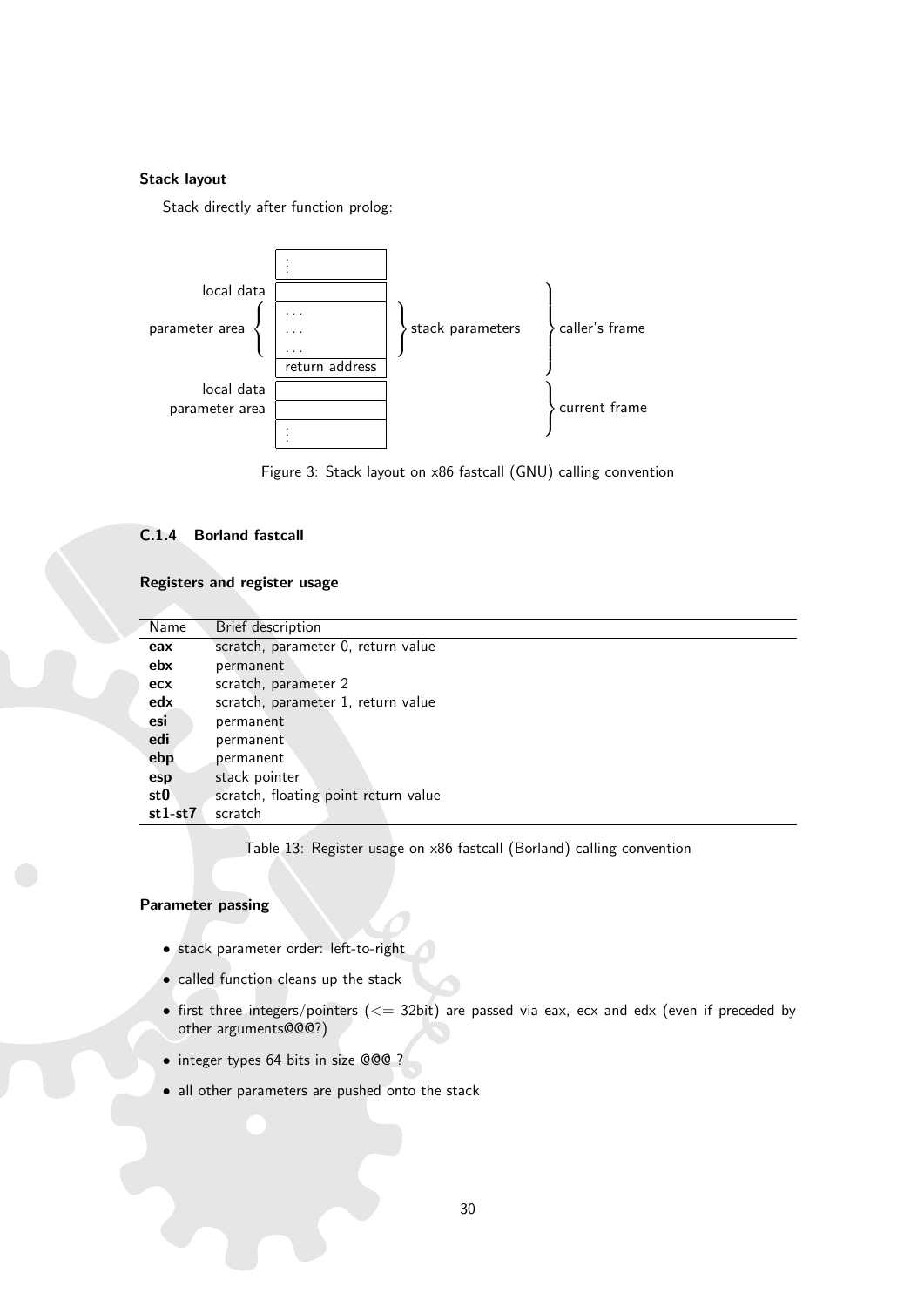#### Stack layout

Stack directly after function prolog:

Figure 3: Stack layout on x86 fastcall (GNU) calling convention

### C.1.4 Borland fastcall

#### Registers and register usage

| Name | Brief description |
|---|---|
| **eax** | scratch, parameter 0, return value |
| **ebx** | permanent |
| **ecx** | scratch, parameter 2 |
| **edx** | scratch, parameter 1, return value |
| **esi** | permanent |
| **edi** | permanent |
| **ebp** | permanent |
| **esp** | stack pointer |
| **st0** | scratch, floating point return value |
| **st1-st7** | scratch |

Table 13: Register usage on x86 fastcall (Borland) calling convention

#### Parameter passing

- stack parameter order: left-to-right
- called function cleans up the stack
- first three integers/pointers (<= 32bit) are passed via eax, ecx and edx (even if preceded by other arguments@@@?)
- integer types 64 bits in size @@@ ?
- all other parameters are pushed onto the stack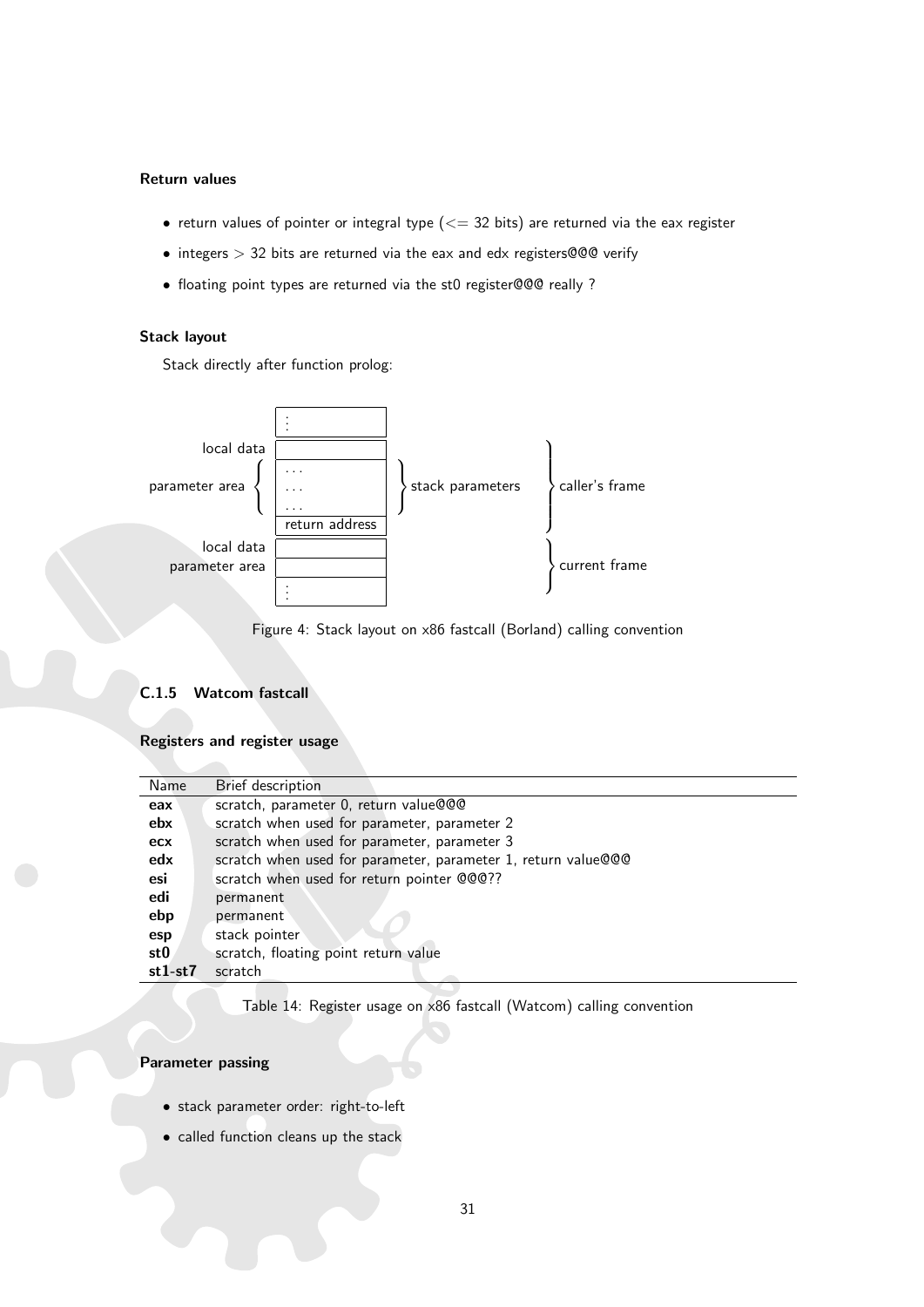#### Return values

- return values of pointer or integral type ($<=$ 32 bits) are returned via the eax register
- integers $>$ 32 bits are returned via the eax and edx registers@@@ verify
- floating point types are returned via the st0 register@@@ really ?

#### Stack layout

Stack directly after function prolog:

| | | | |
|---|---|---|---|
| | ⋮ | | |
| local data | | | caller's frame |
| parameter area | . . . | stack parameters | caller's frame |
| | . . . | stack parameters | caller's frame |
| | . . . | stack parameters | caller's frame |
| | return address | | caller's frame |
| local data | | | current frame |
| parameter area | | | current frame |
| | ⋮ | | current frame |

Figure 4: Stack layout on x86 fastcall (Borland) calling convention

### C.1.5 Watcom fastcall

#### Registers and register usage

| Name | Brief description |
|---|---|
| **eax** | scratch, parameter 0, return value@@@ |
| **ebx** | scratch when used for parameter, parameter 2 |
| **ecx** | scratch when used for parameter, parameter 3 |
| **edx** | scratch when used for parameter, parameter 1, return value@@@ |
| **esi** | scratch when used for return pointer @@@?? |
| **edi** | permanent |
| **ebp** | permanent |
| **esp** | stack pointer |
| **st0** | scratch, floating point return value |
| **st1-st7** | scratch |

Table 14: Register usage on x86 fastcall (Watcom) calling convention

#### Parameter passing

- stack parameter order: right-to-left
- called function cleans up the stack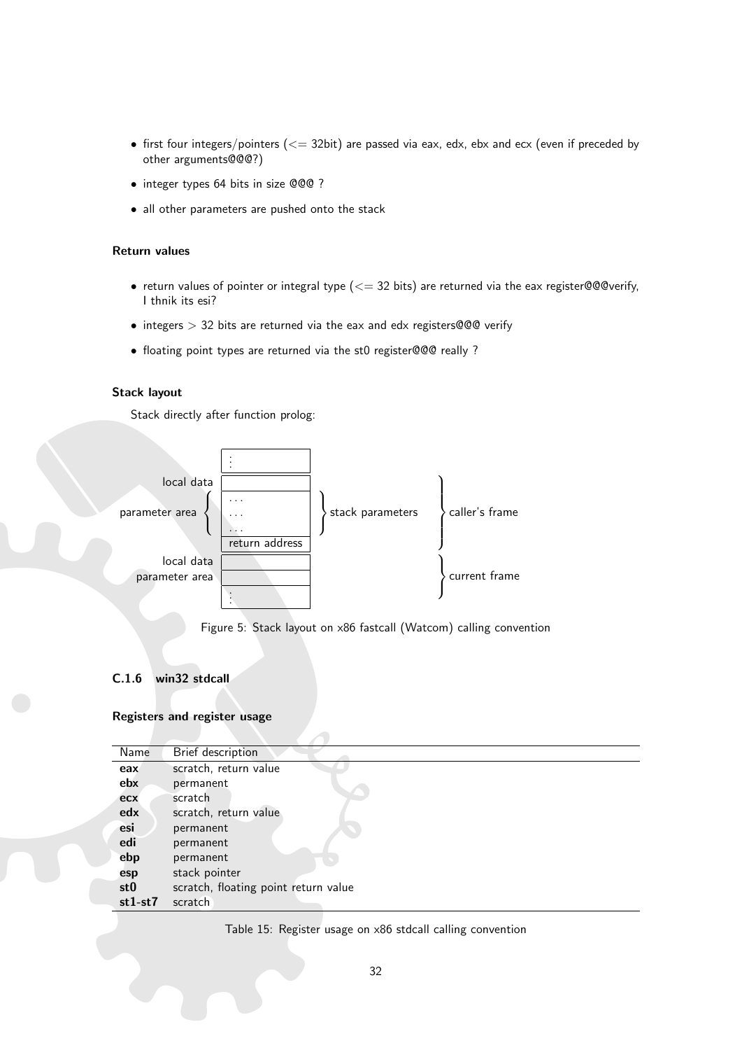- first four integers/pointers (<= 32bit) are passed via eax, edx, ebx and ecx (even if preceded by other arguments@@@?)
- integer types 64 bits in size @@@ ?
- all other parameters are pushed onto the stack

#### Return values

- return values of pointer or integral type (<= 32 bits) are returned via the eax register@@@verify, I thnik its esi?
- integers > 32 bits are returned via the eax and edx registers@@@ verify
- floating point types are returned via the st0 register@@@ really ?

#### Stack layout

Stack directly after function prolog:

| | | | |
|---|---|---|---|
| | ⋮ | | |
| local data | | | caller's frame |
| parameter area | ... ... ... | stack parameters | |
| | return address | | |
| local data | | | current frame |
| parameter area | | | |
| | ⋮ | | |

Figure 5: Stack layout on x86 fastcall (Watcom) calling convention

### C.1.6 win32 stdcall

#### Registers and register usage

| Name | Brief description |
|---|---|
| **eax** | scratch, return value |
| **ebx** | permanent |
| **ecx** | scratch |
| **edx** | scratch, return value |
| **esi** | permanent |
| **edi** | permanent |
| **ebp** | permanent |
| **esp** | stack pointer |
| **st0** | scratch, floating point return value |
| **st1-st7** | scratch |

Table 15: Register usage on x86 stdcall calling convention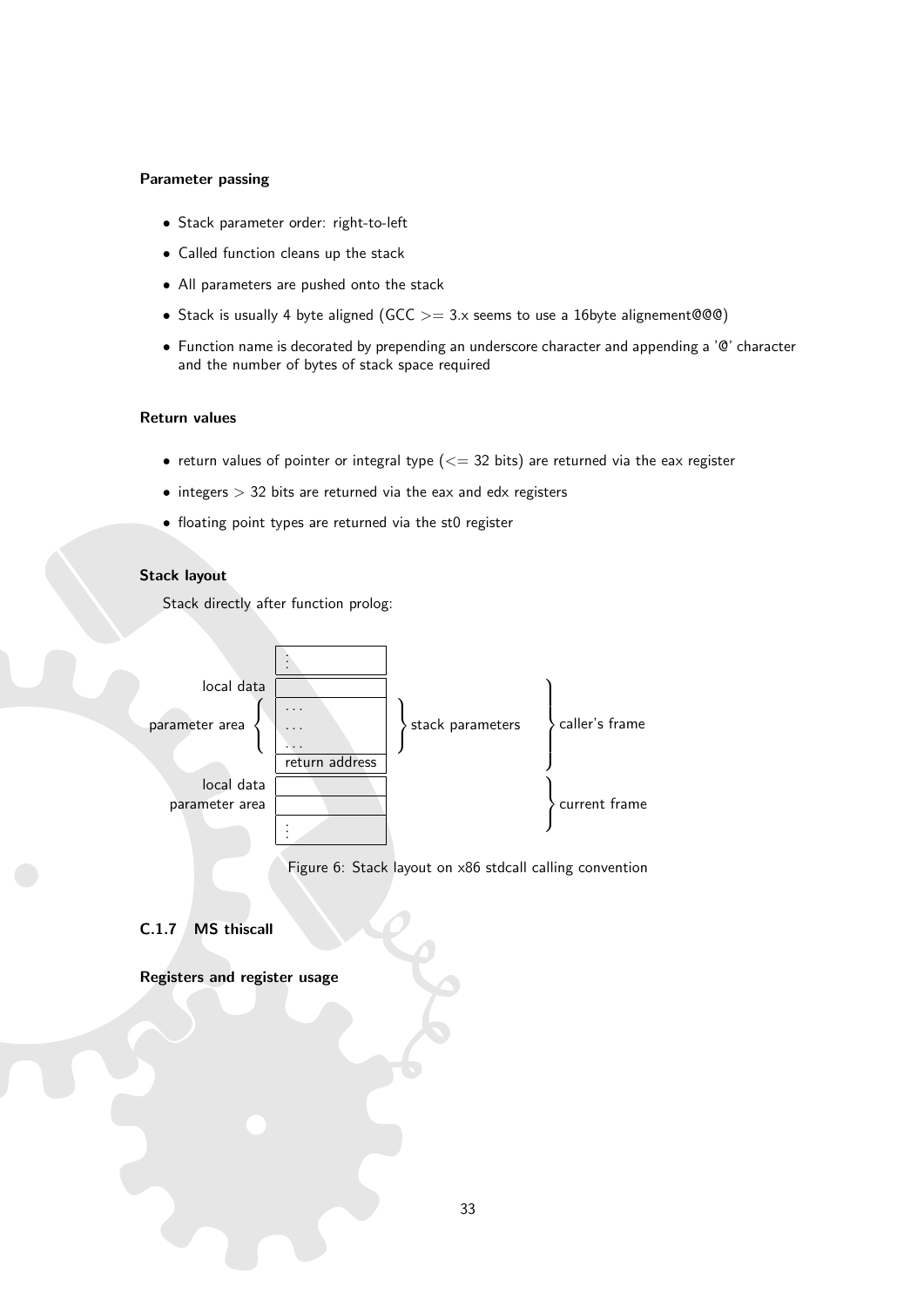#### Parameter passing

- Stack parameter order: right-to-left
- Called function cleans up the stack
- All parameters are pushed onto the stack
- Stack is usually 4 byte aligned (GCC >= 3.x seems to use a 16byte alignement@@@)
- Function name is decorated by prepending an underscore character and appending a '@' character and the number of bytes of stack space required

#### Return values

- return values of pointer or integral type (<= 32 bits) are returned via the eax register
- integers > 32 bits are returned via the eax and edx registers
- floating point types are returned via the st0 register

#### Stack layout

Stack directly after function prolog:

| | Stack | | |
|---|---|---|---|
| | ⋮ | | |
| local data | | | caller's frame |
| parameter area | ... | stack parameters | caller's frame |
| | ... | stack parameters | caller's frame |
| | ... | stack parameters | caller's frame |
| | return address | | caller's frame |
| local data | | | current frame |
| parameter area | | | current frame |
| | ⋮ | | |

Figure 6: Stack layout on x86 stdcall calling convention

### C.1.7 MS thiscall

#### Registers and register usage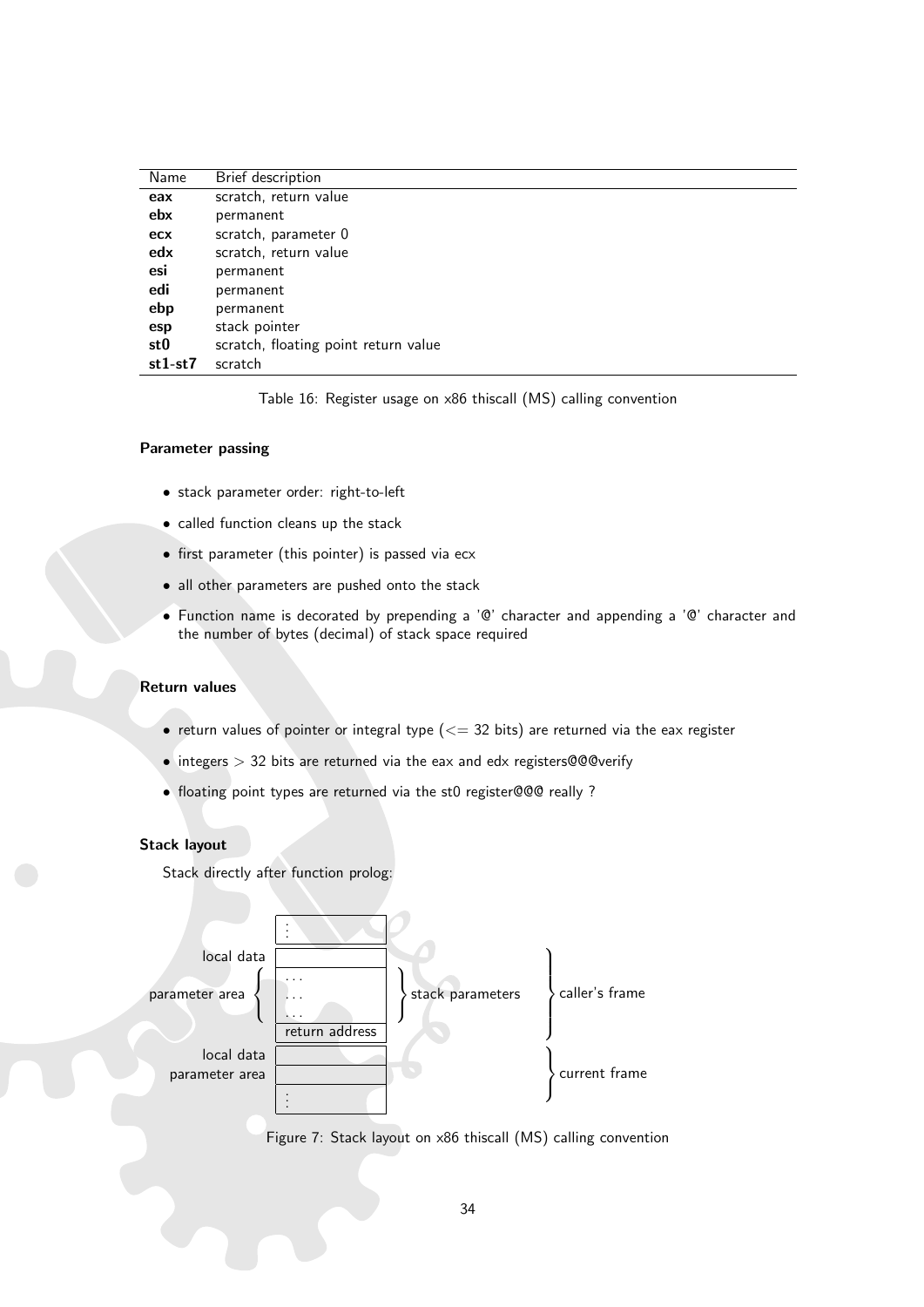| Name | Brief description |
| --- | --- |
| **eax** | scratch, return value |
| **ebx** | permanent |
| **ecx** | scratch, parameter 0 |
| **edx** | scratch, return value |
| **esi** | permanent |
| **edi** | permanent |
| **ebp** | permanent |
| **esp** | stack pointer |
| **st0** | scratch, floating point return value |
| **st1-st7** | scratch |

Table 16: Register usage on x86 thiscall (MS) calling convention

#### Parameter passing

- stack parameter order: right-to-left
- called function cleans up the stack
- first parameter (this pointer) is passed via ecx
- all other parameters are pushed onto the stack
- Function name is decorated by prepending a '@' character and appending a '@' character and the number of bytes (decimal) of stack space required

#### Return values

- return values of pointer or integral type (<= 32 bits) are returned via the eax register
- integers > 32 bits are returned via the eax and edx registers@@@verify
- floating point types are returned via the st0 register@@@ really ?

#### Stack layout

Stack directly after function prolog:

```
                     |   :            |
local data           |                |                                  \
                   { |   ...          | \                                 |
parameter area     { |   ...          |  } stack parameters               } caller's frame
                   { |   ...          | /                                 |
                     | return address |                                  /
local data           |                |                                  \
parameter area       |                |                                   } current frame
                     |   :            |                                  /
```

Figure 7: Stack layout on x86 thiscall (MS) calling convention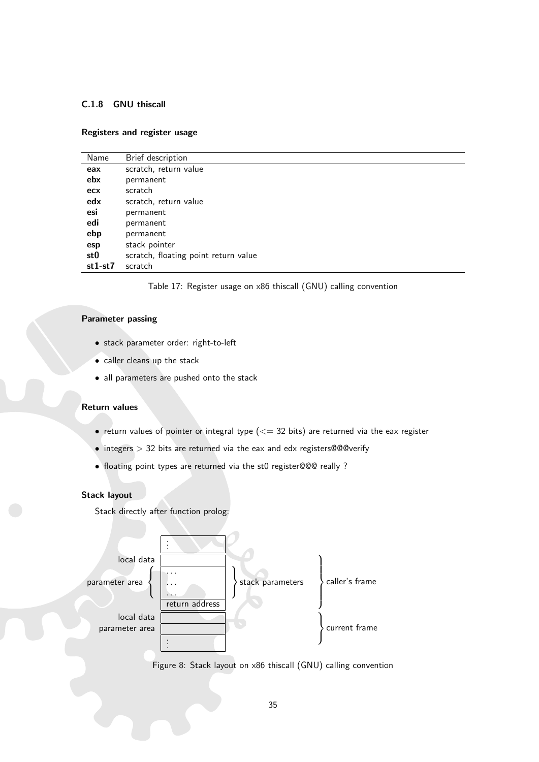### C.1.8 GNU thiscall

#### Registers and register usage

| Name | Brief description |
|---|---|
| **eax** | scratch, return value |
| **ebx** | permanent |
| **ecx** | scratch |
| **edx** | scratch, return value |
| **esi** | permanent |
| **edi** | permanent |
| **ebp** | permanent |
| **esp** | stack pointer |
| **st0** | scratch, floating point return value |
| **st1-st7** | scratch |

Table 17: Register usage on x86 thiscall (GNU) calling convention

#### Parameter passing

- stack parameter order: right-to-left
- caller cleans up the stack
- all parameters are pushed onto the stack

#### Return values

- return values of pointer or integral type (<= 32 bits) are returned via the eax register
- integers > 32 bits are returned via the eax and edx registers@@@verify
- floating point types are returned via the st0 register@@@ really ?

#### Stack layout

Stack directly after function prolog:

| | | | |
|---|---|---|---|
| | ⋮ | | |
| local data | | | caller's frame |
| parameter area | ... | stack parameters | caller's frame |
| | ... | stack parameters | caller's frame |
| | ... | stack parameters | caller's frame |
| | return address | | caller's frame |
| local data | | | current frame |
| parameter area | | | current frame |
| | ⋮ | | current frame |

Figure 8: Stack layout on x86 thiscall (GNU) calling convention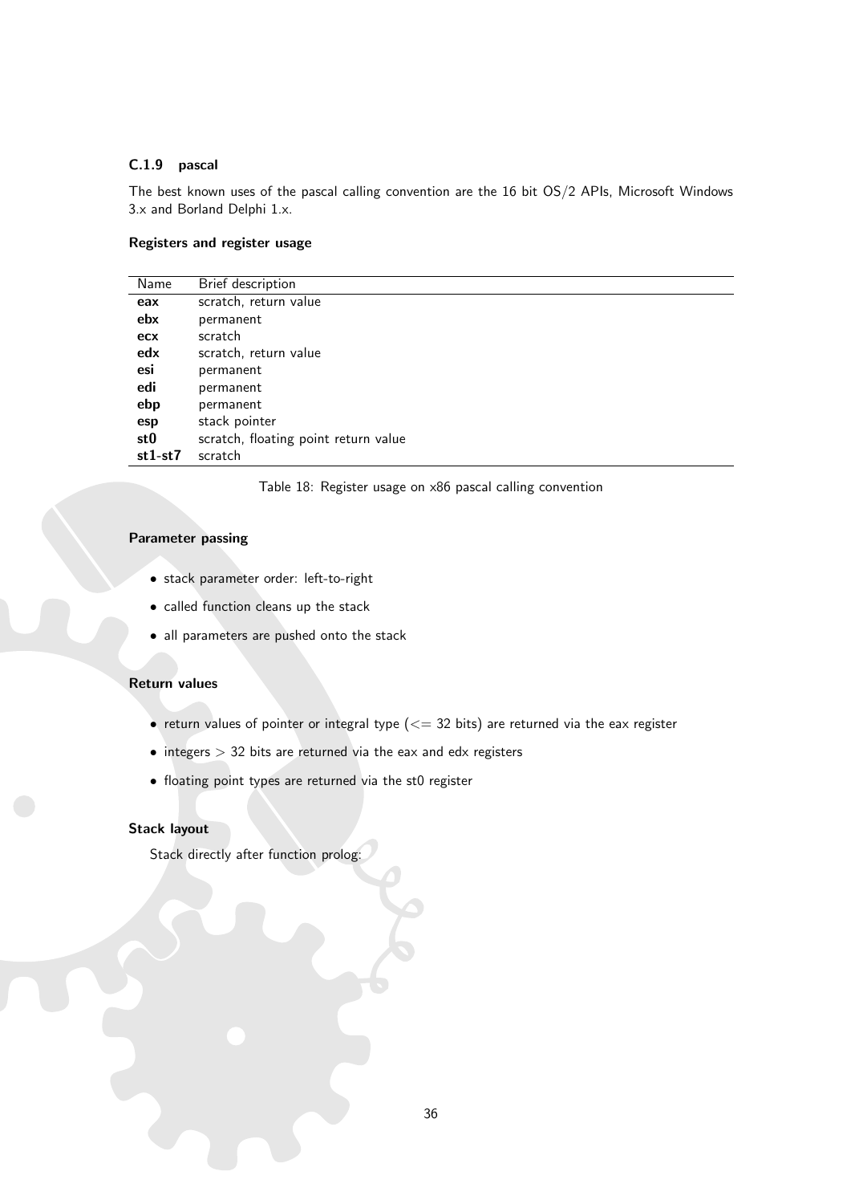### C.1.9 pascal

The best known uses of the pascal calling convention are the 16 bit OS/2 APIs, Microsoft Windows 3.x and Borland Delphi 1.x.

#### Registers and register usage

| Name | Brief description |
|---|---|
| **eax** | scratch, return value |
| **ebx** | permanent |
| **ecx** | scratch |
| **edx** | scratch, return value |
| **esi** | permanent |
| **edi** | permanent |
| **ebp** | permanent |
| **esp** | stack pointer |
| **st0** | scratch, floating point return value |
| **st1-st7** | scratch |

Table 18: Register usage on x86 pascal calling convention

#### Parameter passing

- stack parameter order: left-to-right
- called function cleans up the stack
- all parameters are pushed onto the stack

#### Return values

- return values of pointer or integral type ($<=$ 32 bits) are returned via the eax register
- integers $>$ 32 bits are returned via the eax and edx registers
- floating point types are returned via the st0 register

#### Stack layout

Stack directly after function prolog: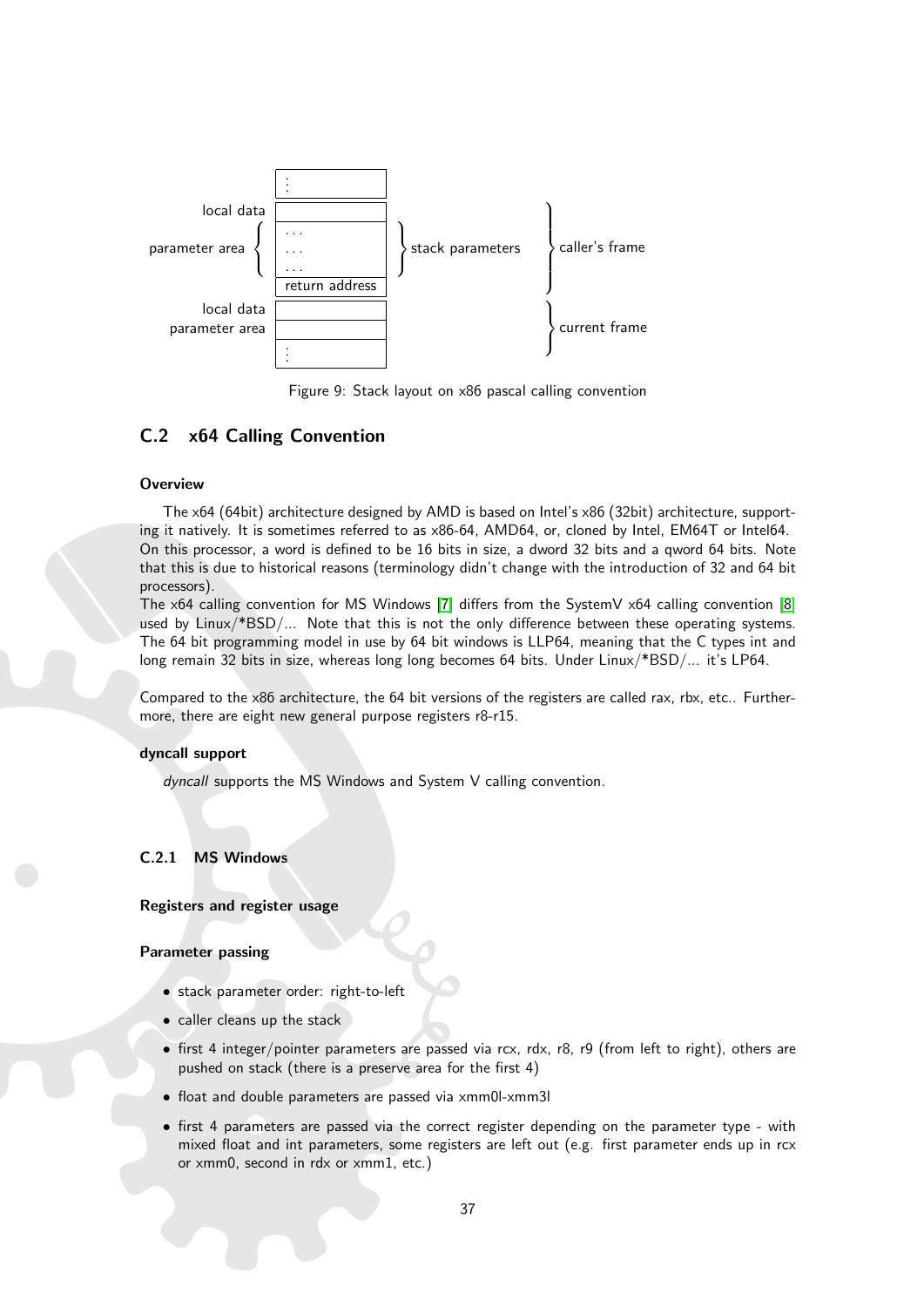Figure 9: Stack layout on x86 pascal calling convention

## C.2 x64 Calling Convention

#### Overview

The x64 (64bit) architecture designed by AMD is based on Intel's x86 (32bit) architecture, supporting it natively. It is sometimes referred to as x86-64, AMD64, or, cloned by Intel, EM64T or Intel64. On this processor, a word is defined to be 16 bits in size, a dword 32 bits and a qword 64 bits. Note that this is due to historical reasons (terminology didn't change with the introduction of 32 and 64 bit processors).
The x64 calling convention for MS Windows [7] differs from the SystemV x64 calling convention [8] used by Linux/*BSD/... Note that this is not the only difference between these operating systems. The 64 bit programming model in use by 64 bit windows is LLP64, meaning that the C types int and long remain 32 bits in size, whereas long long becomes 64 bits. Under Linux/*BSD/... it's LP64.

Compared to the x86 architecture, the 64 bit versions of the registers are called rax, rbx, etc.. Furthermore, there are eight new general purpose registers r8-r15.

#### dyncall support

*dyncall* supports the MS Windows and System V calling convention.

### C.2.1 MS Windows

#### Registers and register usage

#### Parameter passing

- stack parameter order: right-to-left
- caller cleans up the stack
- first 4 integer/pointer parameters are passed via rcx, rdx, r8, r9 (from left to right), others are pushed on stack (there is a preserve area for the first 4)
- float and double parameters are passed via xmm0l-xmm3l
- first 4 parameters are passed via the correct register depending on the parameter type - with mixed float and int parameters, some registers are left out (e.g. first parameter ends up in rcx or xmm0, second in rdx or xmm1, etc.)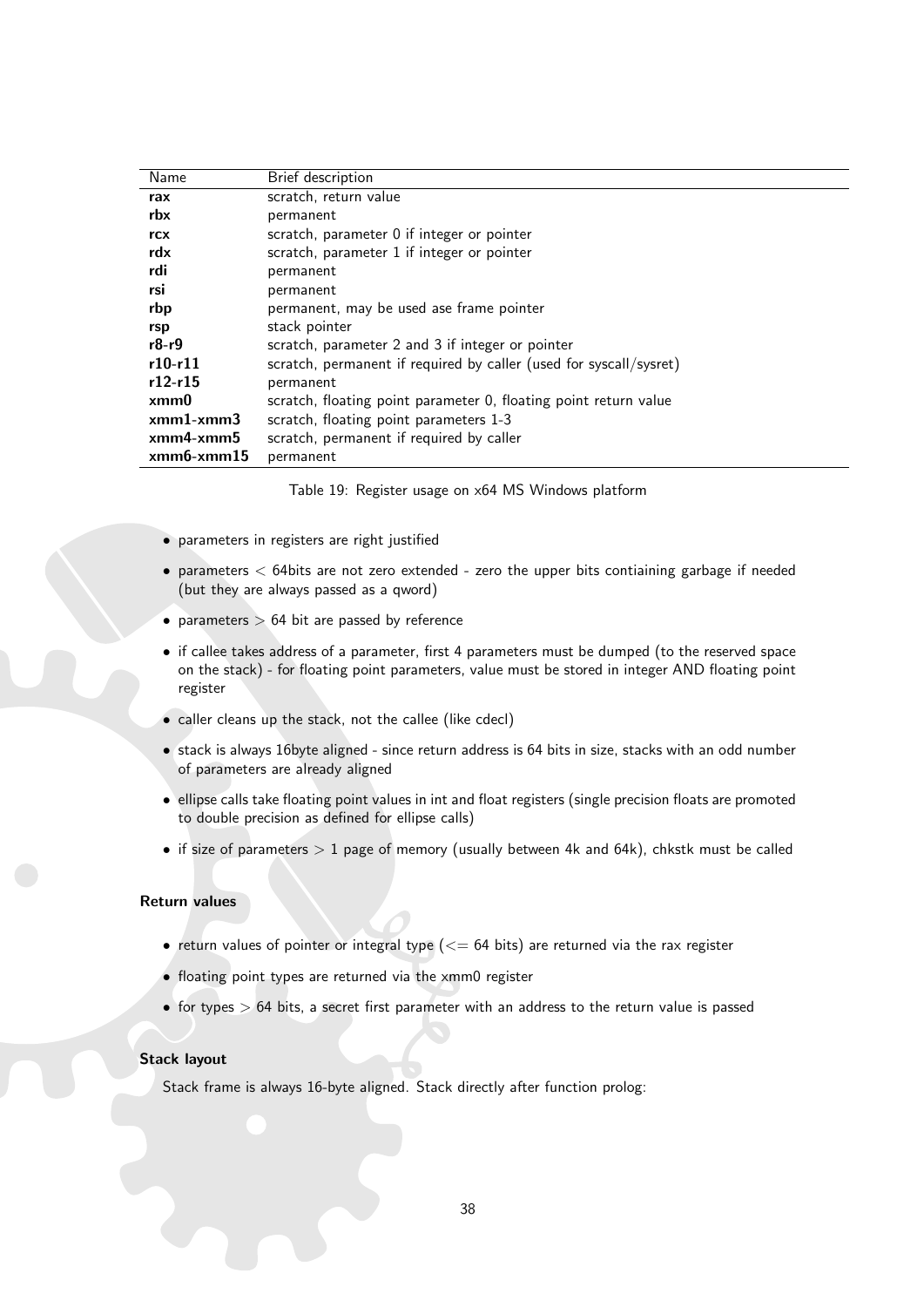| Name | Brief description |
|---|---|
| **rax** | scratch, return value |
| **rbx** | permanent |
| **rcx** | scratch, parameter 0 if integer or pointer |
| **rdx** | scratch, parameter 1 if integer or pointer |
| **rdi** | permanent |
| **rsi** | permanent |
| **rbp** | permanent, may be used ase frame pointer |
| **rsp** | stack pointer |
| **r8-r9** | scratch, parameter 2 and 3 if integer or pointer |
| **r10-r11** | scratch, permanent if required by caller (used for syscall/sysret) |
| **r12-r15** | permanent |
| **xmm0** | scratch, floating point parameter 0, floating point return value |
| **xmm1-xmm3** | scratch, floating point parameters 1-3 |
| **xmm4-xmm5** | scratch, permanent if required by caller |
| **xmm6-xmm15** | permanent |

Table 19: Register usage on x64 MS Windows platform

- parameters in registers are right justified
- parameters < 64bits are not zero extended - zero the upper bits contiaining garbage if needed (but they are always passed as a qword)
- parameters > 64 bit are passed by reference
- if callee takes address of a parameter, first 4 parameters must be dumped (to the reserved space on the stack) - for floating point parameters, value must be stored in integer AND floating point register
- caller cleans up the stack, not the callee (like cdecl)
- stack is always 16byte aligned - since return address is 64 bits in size, stacks with an odd number of parameters are already aligned
- ellipse calls take floating point values in int and float registers (single precision floats are promoted to double precision as defined for ellipse calls)
- if size of parameters > 1 page of memory (usually between 4k and 64k), chkstk must be called

#### Return values

- return values of pointer or integral type (<= 64 bits) are returned via the rax register
- floating point types are returned via the xmm0 register
- for types > 64 bits, a secret first parameter with an address to the return value is passed

#### Stack layout

Stack frame is always 16-byte aligned. Stack directly after function prolog: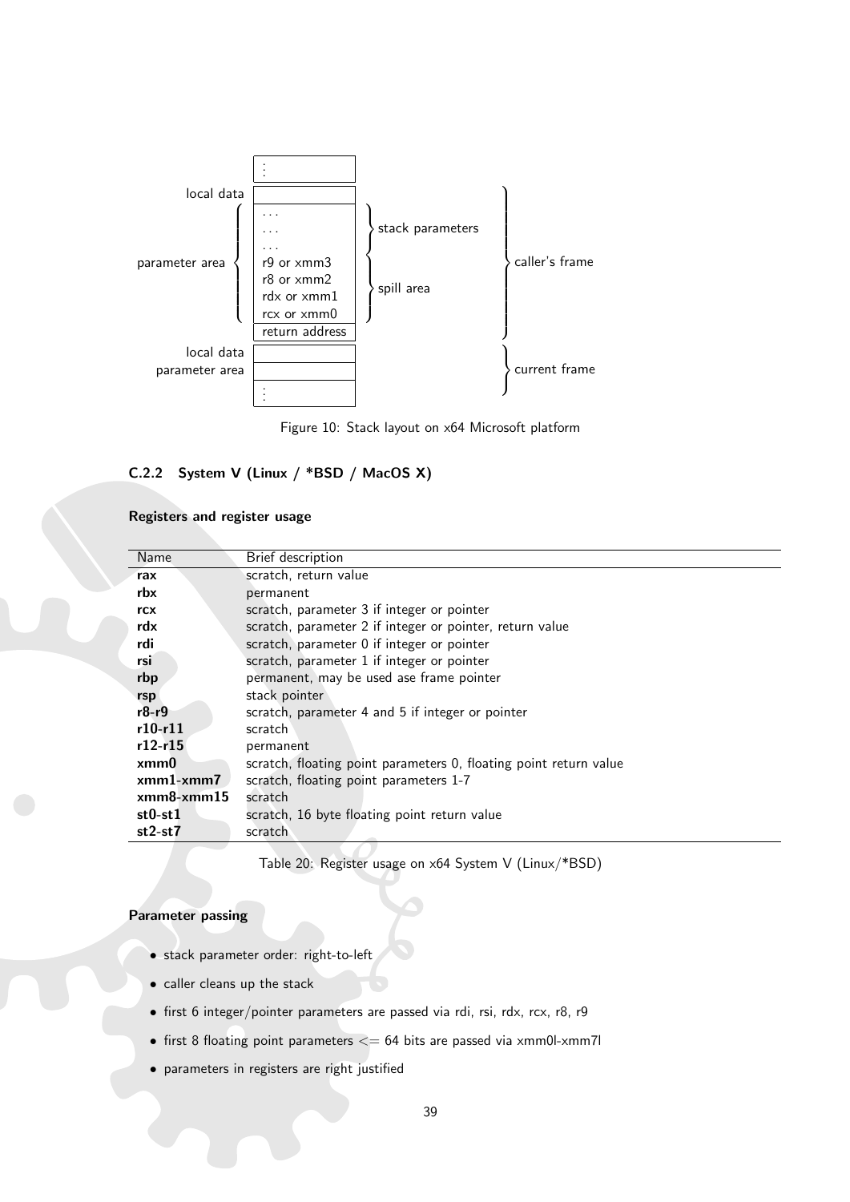| | | | |
|---|---|---|---|
| | ⋮ | | |
| local data | | | caller's frame |
| parameter area | . . . | stack parameters | |
| | . . . | | |
| | . . . | | |
| | r9 or xmm3 | spill area | |
| | r8 or xmm2 | | |
| | rdx or xmm1 | | |
| | rcx or xmm0 | | |
| | return address | | |
| local data | | | current frame |
| parameter area | | | |
| | ⋮ | | |

Figure 10: Stack layout on x64 Microsoft platform

### C.2.2 System V (Linux / *BSD / MacOS X)

#### Registers and register usage

| Name | Brief description |
|---|---|
| **rax** | scratch, return value |
| **rbx** | permanent |
| **rcx** | scratch, parameter 3 if integer or pointer |
| **rdx** | scratch, parameter 2 if integer or pointer, return value |
| **rdi** | scratch, parameter 0 if integer or pointer |
| **rsi** | scratch, parameter 1 if integer or pointer |
| **rbp** | permanent, may be used ase frame pointer |
| **rsp** | stack pointer |
| **r8-r9** | scratch, parameter 4 and 5 if integer or pointer |
| **r10-r11** | scratch |
| **r12-r15** | permanent |
| **xmm0** | scratch, floating point parameters 0, floating point return value |
| **xmm1-xmm7** | scratch, floating point parameters 1-7 |
| **xmm8-xmm15** | scratch |
| **st0-st1** | scratch, 16 byte floating point return value |
| **st2-st7** | scratch |

Table 20: Register usage on x64 System V (Linux/*BSD)

#### Parameter passing

- stack parameter order: right-to-left
- caller cleans up the stack
- first 6 integer/pointer parameters are passed via rdi, rsi, rdx, rcx, r8, r9
- first 8 floating point parameters <= 64 bits are passed via xmm0l-xmm7l
- parameters in registers are right justified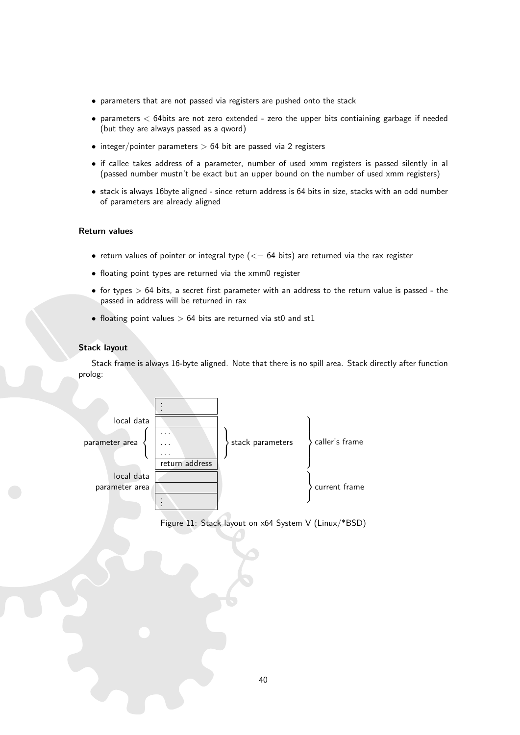- parameters that are not passed via registers are pushed onto the stack
- parameters $<$ 64bits are not zero extended - zero the upper bits contiaining garbage if needed (but they are always passed as a qword)
- integer/pointer parameters $>$ 64 bit are passed via 2 registers
- if callee takes address of a parameter, number of used xmm registers is passed silently in al (passed number mustn't be exact but an upper bound on the number of used xmm registers)
- stack is always 16byte aligned - since return address is 64 bits in size, stacks with an odd number of parameters are already aligned

#### Return values

- return values of pointer or integral type ($<=$ 64 bits) are returned via the rax register
- floating point types are returned via the xmm0 register
- for types $>$ 64 bits, a secret first parameter with an address to the return value is passed - the passed in address will be returned in rax
- floating point values $>$ 64 bits are returned via st0 and st1

#### Stack layout

Stack frame is always 16-byte aligned. Note that there is no spill area. Stack directly after function prolog:

| | | | |
|---|---|---|---|
| | ⋮ | | |
| local data | | | caller's frame |
| parameter area | ... | stack parameters | caller's frame |
| | ... | stack parameters | caller's frame |
| | ... | stack parameters | caller's frame |
| | return address | | caller's frame |
| local data | | | current frame |
| parameter area | | | current frame |
| | ⋮ | | current frame |

Figure 11: Stack layout on x64 System V (Linux/*BSD)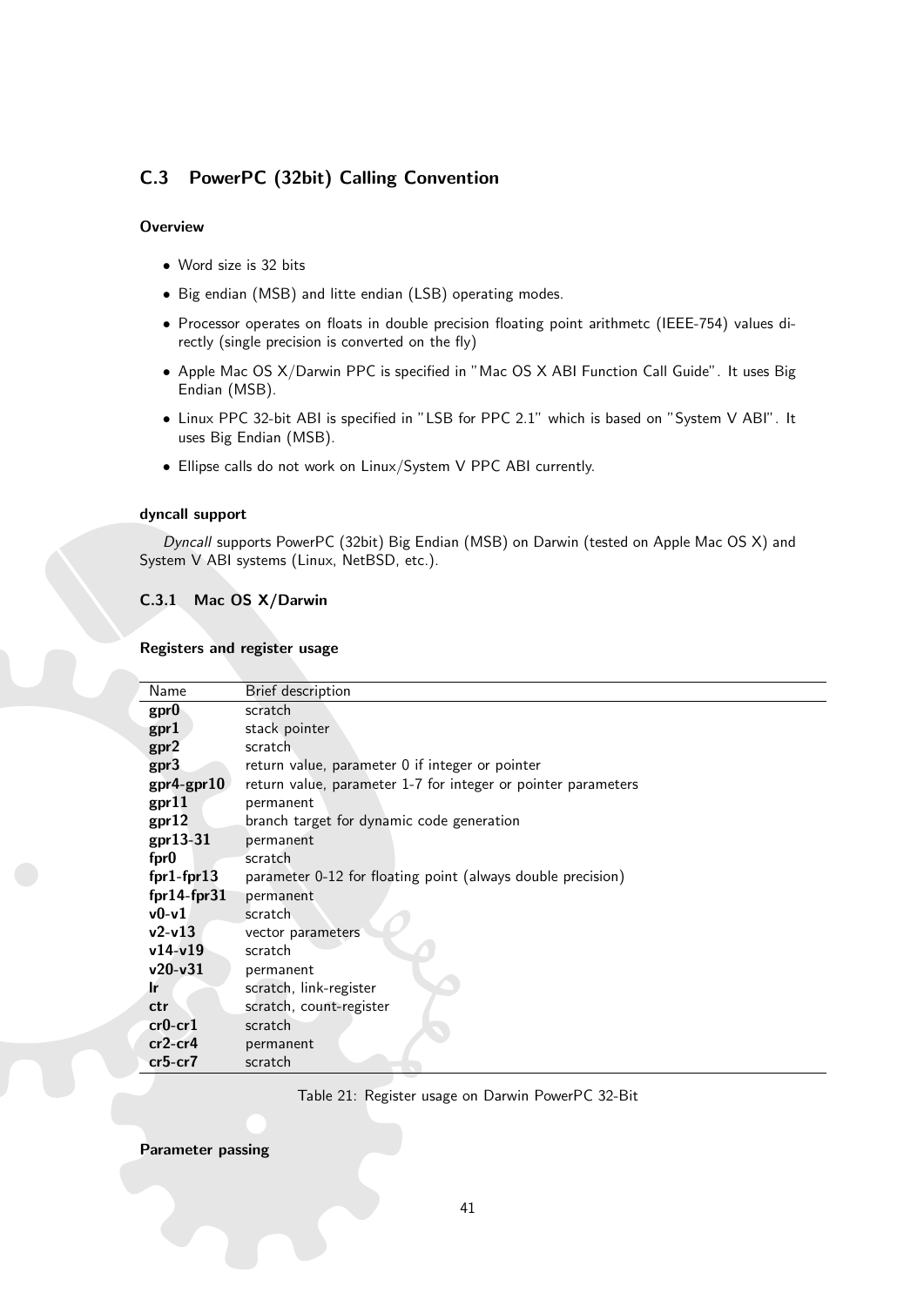## C.3 PowerPC (32bit) Calling Convention

#### Overview

- Word size is 32 bits
- Big endian (MSB) and litte endian (LSB) operating modes.
- Processor operates on floats in double precision floating point arithmetc (IEEE-754) values directly (single precision is converted on the fly)
- Apple Mac OS X/Darwin PPC is specified in "Mac OS X ABI Function Call Guide". It uses Big Endian (MSB).
- Linux PPC 32-bit ABI is specified in "LSB for PPC 2.1" which is based on "System V ABI". It uses Big Endian (MSB).
- Ellipse calls do not work on Linux/System V PPC ABI currently.

#### dyncall support

*Dyncall* supports PowerPC (32bit) Big Endian (MSB) on Darwin (tested on Apple Mac OS X) and System V ABI systems (Linux, NetBSD, etc.).

### C.3.1 Mac OS X/Darwin

#### Registers and register usage

| Name | Brief description |
|---|---|
| **gpr0** | scratch |
| **gpr1** | stack pointer |
| **gpr2** | scratch |
| **gpr3** | return value, parameter 0 if integer or pointer |
| **gpr4-gpr10** | return value, parameter 1-7 for integer or pointer parameters |
| **gpr11** | permanent |
| **gpr12** | branch target for dynamic code generation |
| **gpr13-31** | permanent |
| **fpr0** | scratch |
| **fpr1-fpr13** | parameter 0-12 for floating point (always double precision) |
| **fpr14-fpr31** | permanent |
| **v0-v1** | scratch |
| **v2-v13** | vector parameters |
| **v14-v19** | scratch |
| **v20-v31** | permanent |
| **lr** | scratch, link-register |
| **ctr** | scratch, count-register |
| **cr0-cr1** | scratch |
| **cr2-cr4** | permanent |
| **cr5-cr7** | scratch |

Table 21: Register usage on Darwin PowerPC 32-Bit

#### Parameter passing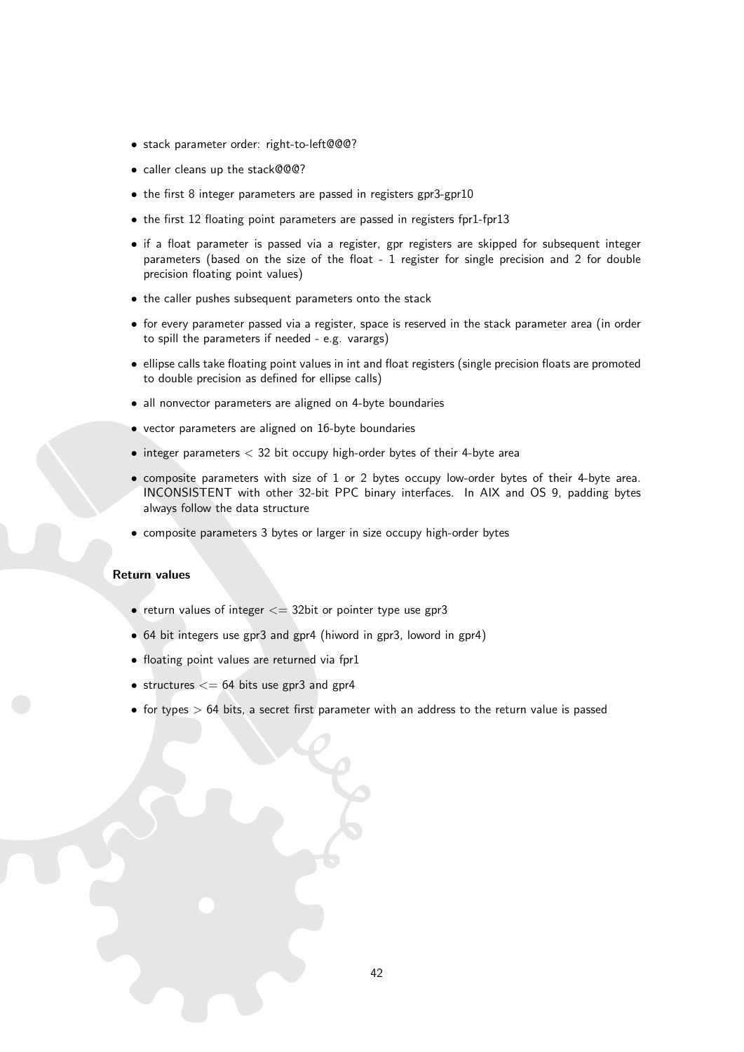- stack parameter order: right-to-left@@@?
- caller cleans up the stack@@@?
- the first 8 integer parameters are passed in registers gpr3-gpr10
- the first 12 floating point parameters are passed in registers fpr1-fpr13
- if a float parameter is passed via a register, gpr registers are skipped for subsequent integer parameters (based on the size of the float - 1 register for single precision and 2 for double precision floating point values)
- the caller pushes subsequent parameters onto the stack
- for every parameter passed via a register, space is reserved in the stack parameter area (in order to spill the parameters if needed - e.g. varargs)
- ellipse calls take floating point values in int and float registers (single precision floats are promoted to double precision as defined for ellipse calls)
- all nonvector parameters are aligned on 4-byte boundaries
- vector parameters are aligned on 16-byte boundaries
- integer parameters < 32 bit occupy high-order bytes of their 4-byte area
- composite parameters with size of 1 or 2 bytes occupy low-order bytes of their 4-byte area. INCONSISTENT with other 32-bit PPC binary interfaces. In AIX and OS 9, padding bytes always follow the data structure
- composite parameters 3 bytes or larger in size occupy high-order bytes

**Return values**

- return values of integer <= 32bit or pointer type use gpr3
- 64 bit integers use gpr3 and gpr4 (hiword in gpr3, loword in gpr4)
- floating point values are returned via fpr1
- structures <= 64 bits use gpr3 and gpr4
- for types > 64 bits, a secret first parameter with an address to the return value is passed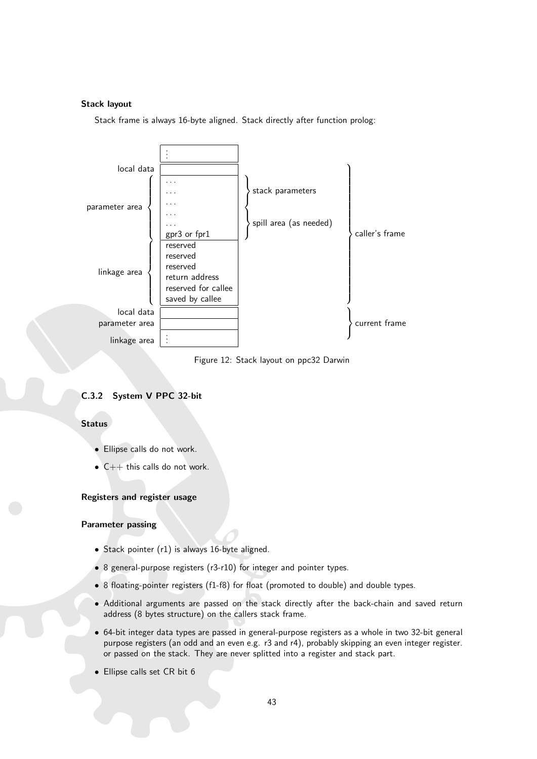#### Stack layout

Stack frame is always 16-byte aligned. Stack directly after function prolog:

| Label | Stack contents | | Frame |
|---|---|---|---|
| | ⋮ | | |
| local data | | | caller's frame |
| parameter area | ... | stack parameters | caller's frame |
| | ... | stack parameters | caller's frame |
| | ... | spill area (as needed) | caller's frame |
| | ... | spill area (as needed) | caller's frame |
| | ... | spill area (as needed) | caller's frame |
| | gpr3 or fpr1 | spill area (as needed) | caller's frame |
| linkage area | reserved | | caller's frame |
| | reserved | | caller's frame |
| | reserved | | caller's frame |
| | return address | | caller's frame |
| | reserved for callee | | caller's frame |
| | saved by callee | | caller's frame |
| local data | | | current frame |
| parameter area | | | current frame |
| linkage area | ⋮ | | current frame |

Figure 12: Stack layout on ppc32 Darwin

### C.3.2 System V PPC 32-bit

#### Status

- Ellipse calls do not work.
- C++ this calls do not work.

#### Registers and register usage

#### Parameter passing

- Stack pointer (r1) is always 16-byte aligned.
- 8 general-purpose registers (r3-r10) for integer and pointer types.
- 8 floating-pointer registers (f1-f8) for float (promoted to double) and double types.
- Additional arguments are passed on the stack directly after the back-chain and saved return address (8 bytes structure) on the callers stack frame.
- 64-bit integer data types are passed in general-purpose registers as a whole in two 32-bit general purpose registers (an odd and an even e.g. r3 and r4), probably skipping an even integer register. or passed on the stack. They are never splitted into a register and stack part.
- Ellipse calls set CR bit 6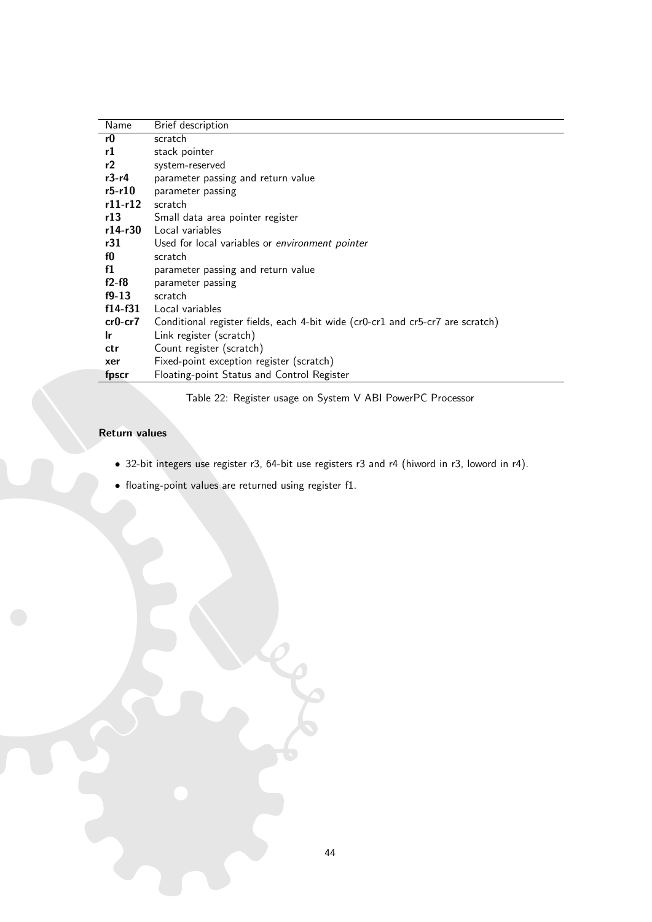| Name | Brief description |
| --- | --- |
| **r0** | scratch |
| **r1** | stack pointer |
| **r2** | system-reserved |
| **r3-r4** | parameter passing and return value |
| **r5-r10** | parameter passing |
| **r11-r12** | scratch |
| **r13** | Small data area pointer register |
| **r14-r30** | Local variables |
| **r31** | Used for local variables or *environment pointer* |
| **f0** | scratch |
| **f1** | parameter passing and return value |
| **f2-f8** | parameter passing |
| **f9-13** | scratch |
| **f14-f31** | Local variables |
| **cr0-cr7** | Conditional register fields, each 4-bit wide (cr0-cr1 and cr5-cr7 are scratch) |
| **lr** | Link register (scratch) |
| **ctr** | Count register (scratch) |
| **xer** | Fixed-point exception register (scratch) |
| **fpscr** | Floating-point Status and Control Register |

Table 22: Register usage on System V ABI PowerPC Processor

#### Return values

- 32-bit integers use register r3, 64-bit use registers r3 and r4 (hiword in r3, loword in r4).
- floating-point values are returned using register f1.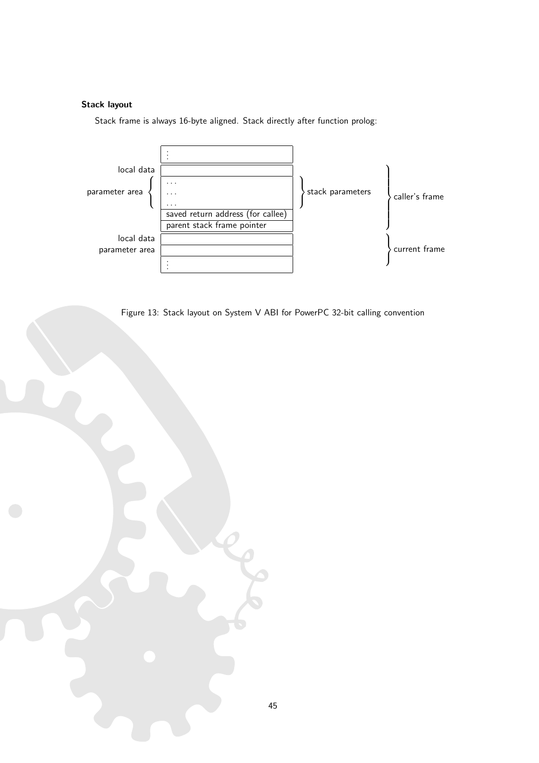### Stack layout

Stack frame is always 16-byte aligned. Stack directly after function prolog:

| | | | |
|---|---|---|---|
| | ⋮ | | |
| local data | | | caller's frame |
| parameter area | ... | stack parameters | caller's frame |
| | ... | | |
| | ... | | |
| | saved return address (for callee) | | |
| | parent stack frame pointer | | |
| local data | | | current frame |
| parameter area | | | current frame |
| | ⋮ | | |

Figure 13: Stack layout on System V ABI for PowerPC 32-bit calling convention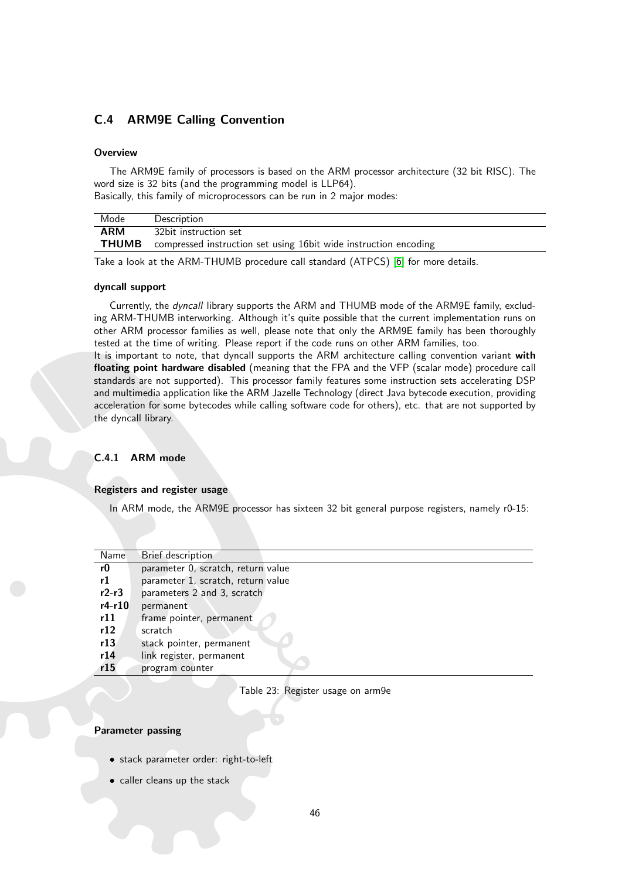## C.4 ARM9E Calling Convention

#### Overview

The ARM9E family of processors is based on the ARM processor architecture (32 bit RISC). The word size is 32 bits (and the programming model is LLP64).
Basically, this family of microprocessors can be run in 2 major modes:

| Mode | Description |
|---|---|
| **ARM** | 32bit instruction set |
| **THUMB** | compressed instruction set using 16bit wide instruction encoding |

Take a look at the ARM-THUMB procedure call standard (ATPCS) [6] for more details.

#### dyncall support

Currently, the *dyncall* library supports the ARM and THUMB mode of the ARM9E family, excluding ARM-THUMB interworking. Although it's quite possible that the current implementation runs on other ARM processor families as well, please note that only the ARM9E family has been thoroughly tested at the time of writing. Please report if the code runs on other ARM families, too.
It is important to note, that dyncall supports the ARM architecture calling convention variant **with floating point hardware disabled** (meaning that the FPA and the VFP (scalar mode) procedure call standards are not supported). This processor family features some instruction sets accelerating DSP and multimedia application like the ARM Jazelle Technology (direct Java bytecode execution, providing acceleration for some bytecodes while calling software code for others), etc. that are not supported by the dyncall library.

### C.4.1 ARM mode

#### Registers and register usage

In ARM mode, the ARM9E processor has sixteen 32 bit general purpose registers, namely r0-15:

| Name | Brief description |
|---|---|
| **r0** | parameter 0, scratch, return value |
| **r1** | parameter 1, scratch, return value |
| **r2-r3** | parameters 2 and 3, scratch |
| **r4-r10** | permanent |
| **r11** | frame pointer, permanent |
| **r12** | scratch |
| **r13** | stack pointer, permanent |
| **r14** | link register, permanent |
| **r15** | program counter |

Table 23: Register usage on arm9e

#### Parameter passing

- stack parameter order: right-to-left
- caller cleans up the stack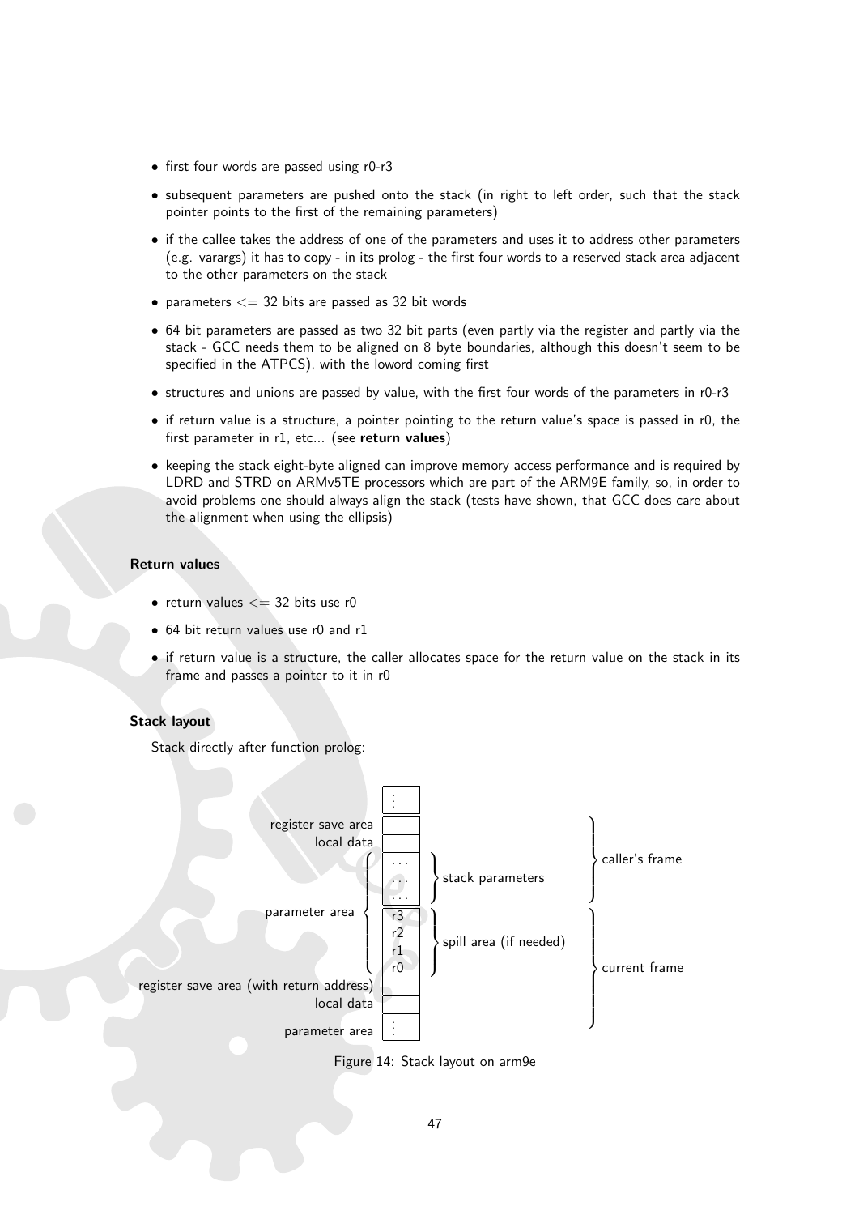- first four words are passed using r0-r3
- subsequent parameters are pushed onto the stack (in right to left order, such that the stack pointer points to the first of the remaining parameters)
- if the callee takes the address of one of the parameters and uses it to address other parameters (e.g. varargs) it has to copy - in its prolog - the first four words to a reserved stack area adjacent to the other parameters on the stack
- parameters <= 32 bits are passed as 32 bit words
- 64 bit parameters are passed as two 32 bit parts (even partly via the register and partly via the stack - GCC needs them to be aligned on 8 byte boundaries, although this doesn't seem to be specified in the ATPCS), with the loword coming first
- structures and unions are passed by value, with the first four words of the parameters in r0-r3
- if return value is a structure, a pointer pointing to the return value's space is passed in r0, the first parameter in r1, etc... (see **return values**)
- keeping the stack eight-byte aligned can improve memory access performance and is required by LDRD and STRD on ARMv5TE processors which are part of the ARM9E family, so, in order to avoid problems one should always align the stack (tests have shown, that GCC does care about the alignment when using the ellipsis)

#### Return values

- return values <= 32 bits use r0
- 64 bit return values use r0 and r1
- if return value is a structure, the caller allocates space for the return value on the stack in its frame and passes a pointer to it in r0

#### Stack layout

Stack directly after function prolog:

```
                                          :
                   register save area  |     |                         \
                           local data  |     |                          |
                                     / | ... | \                        | caller's frame
                                    |  | ... |  } stack parameters      |
                                    |  | ... | /                        /
                   parameter area  <   | r3  | \                        \
                                    |  | r2  |  |                       |
                                    |  | r1  |  } spill area (if needed)|
                                     \ | r0  | /                        | current frame
register save area (with return address) |     |                        |
                           local data  |     |                          /
                       parameter area  |  :  |
```

Figure 14: Stack layout on arm9e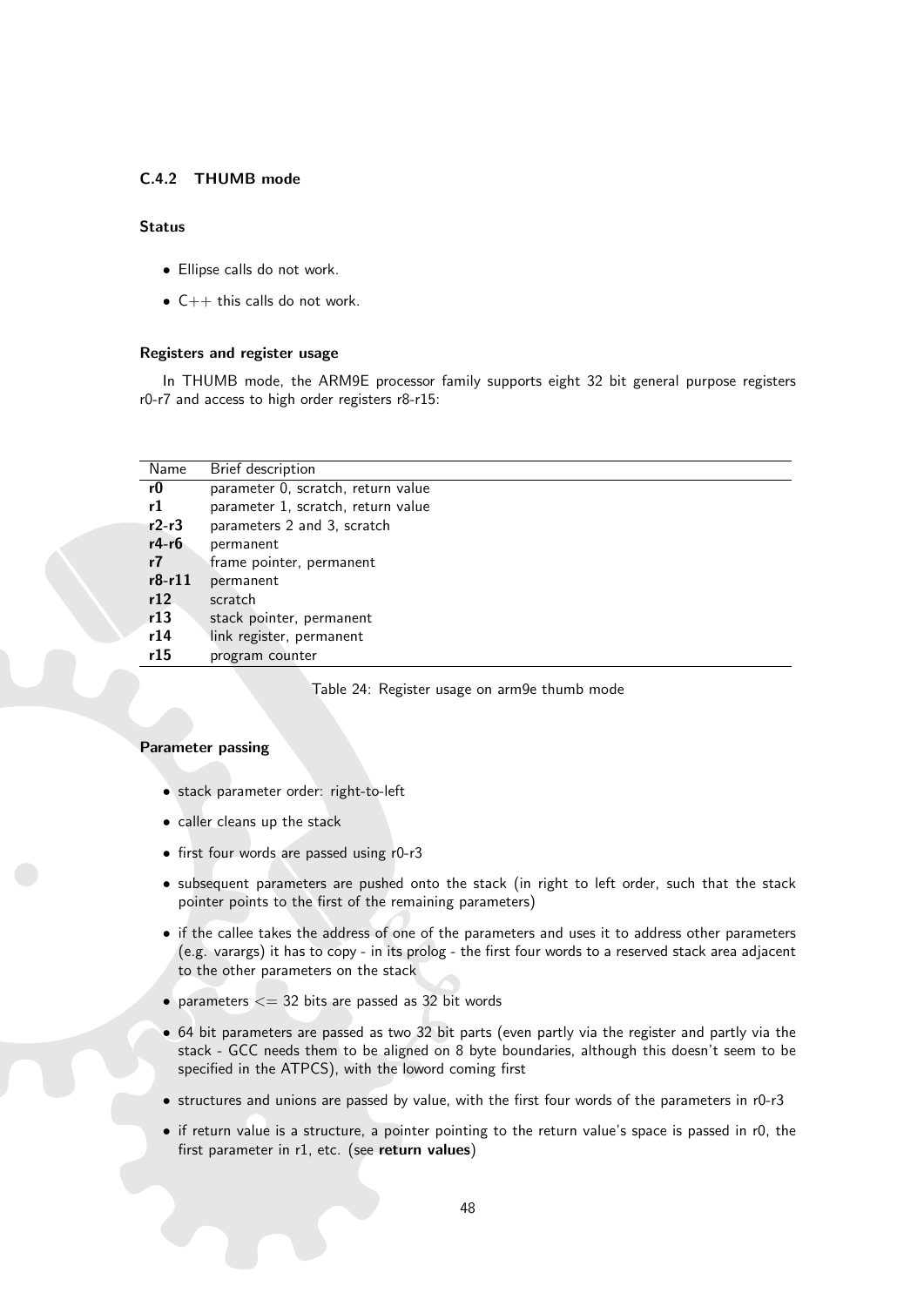### C.4.2 THUMB mode

#### Status

- Ellipse calls do not work.
- C++ this calls do not work.

#### Registers and register usage

In THUMB mode, the ARM9E processor family supports eight 32 bit general purpose registers r0-r7 and access to high order registers r8-r15:

| Name | Brief description |
|---|---|
| **r0** | parameter 0, scratch, return value |
| **r1** | parameter 1, scratch, return value |
| **r2-r3** | parameters 2 and 3, scratch |
| **r4-r6** | permanent |
| **r7** | frame pointer, permanent |
| **r8-r11** | permanent |
| **r12** | scratch |
| **r13** | stack pointer, permanent |
| **r14** | link register, permanent |
| **r15** | program counter |

Table 24: Register usage on arm9e thumb mode

#### Parameter passing

- stack parameter order: right-to-left
- caller cleans up the stack
- first four words are passed using r0-r3
- subsequent parameters are pushed onto the stack (in right to left order, such that the stack pointer points to the first of the remaining parameters)
- if the callee takes the address of one of the parameters and uses it to address other parameters (e.g. varargs) it has to copy - in its prolog - the first four words to a reserved stack area adjacent to the other parameters on the stack
- parameters <= 32 bits are passed as 32 bit words
- 64 bit parameters are passed as two 32 bit parts (even partly via the register and partly via the stack - GCC needs them to be aligned on 8 byte boundaries, although this doesn't seem to be specified in the ATPCS), with the loword coming first
- structures and unions are passed by value, with the first four words of the parameters in r0-r3
- if return value is a structure, a pointer pointing to the return value's space is passed in r0, the first parameter in r1, etc. (see **return values**)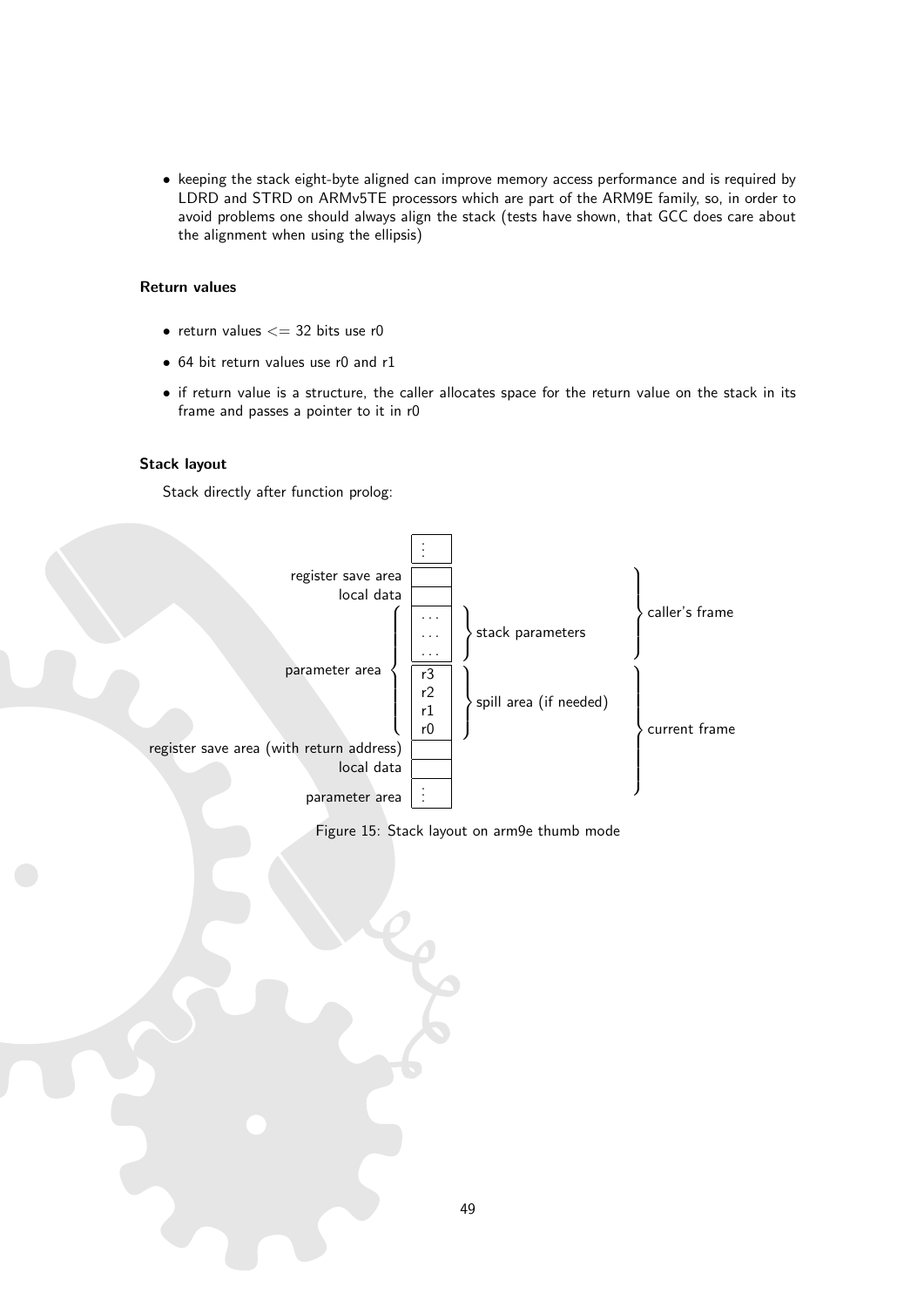- keeping the stack eight-byte aligned can improve memory access performance and is required by LDRD and STRD on ARMv5TE processors which are part of the ARM9E family, so, in order to avoid problems one should always align the stack (tests have shown, that GCC does care about the alignment when using the ellipsis)

#### Return values

- return values <= 32 bits use r0
- 64 bit return values use r0 and r1
- if return value is a structure, the caller allocates space for the return value on the stack in its frame and passes a pointer to it in r0

#### Stack layout

Stack directly after function prolog:

```
                                          ┌───┐
                                          │ : │
                                          ├───┤
              register save area          │   │                              ┐
                      local data          ├───┤                              │
                                    ┌     │...│  ┐                           │
                                    │     │...│  │ stack parameters          │ caller's frame
                                    │     │...│  ┘                           ┘
              parameter area        │     │r3 │  ┐                           ┐
                                    │     │r2 │  │ spill area (if needed)    │
                                    │     │r1 │  │                           │
                                    └     │r0 │  ┘                           │ current frame
register save area (with return address) ├───┤                              │
                      local data          ├───┤                              │
                  parameter area          │ : │                              ┘
                                          └───┘
```

Figure 15: Stack layout on arm9e thumb mode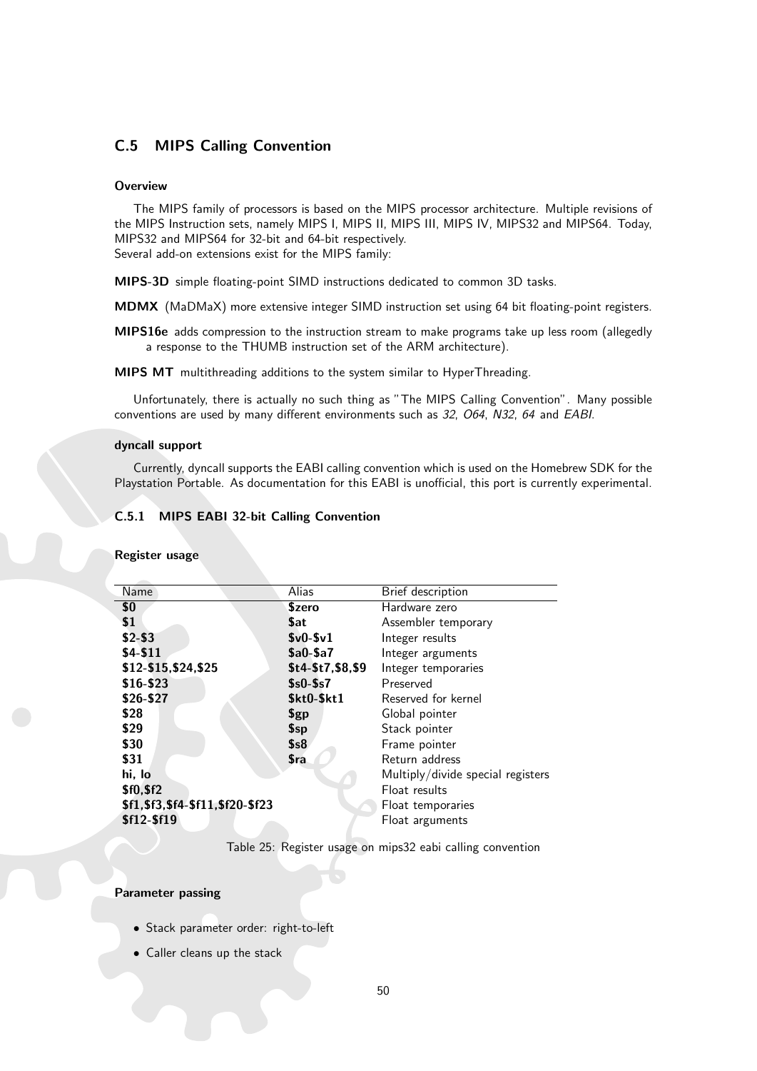## C.5 MIPS Calling Convention

#### Overview

The MIPS family of processors is based on the MIPS processor architecture. Multiple revisions of the MIPS Instruction sets, namely MIPS I, MIPS II, MIPS III, MIPS IV, MIPS32 and MIPS64. Today, MIPS32 and MIPS64 for 32-bit and 64-bit respectively.
Several add-on extensions exist for the MIPS family:

**MIPS-3D** simple floating-point SIMD instructions dedicated to common 3D tasks.

**MDMX** (MaDMaX) more extensive integer SIMD instruction set using 64 bit floating-point registers.

**MIPS16e** adds compression to the instruction stream to make programs take up less room (allegedly a response to the THUMB instruction set of the ARM architecture).

**MIPS MT** multithreading additions to the system similar to HyperThreading.

Unfortunately, there is actually no such thing as "The MIPS Calling Convention". Many possible conventions are used by many different environments such as *32*, *O64*, *N32*, *64* and *EABI*.

#### dyncall support

Currently, dyncall supports the EABI calling convention which is used on the Homebrew SDK for the Playstation Portable. As documentation for this EABI is unofficial, this port is currently experimental.

### C.5.1 MIPS EABI 32-bit Calling Convention

#### Register usage

| Name | Alias | Brief description |
|---|---|---|
| **$0** | **$zero** | Hardware zero |
| **$1** | **$at** | Assembler temporary |
| **$2-$3** | **$v0-$v1** | Integer results |
| **$4-$11** | **$a0-$a7** | Integer arguments |
| **$12-$15,$24,$25** | **$t4-$t7,$8,$9** | Integer temporaries |
| **$16-$23** | **$s0-$s7** | Preserved |
| **$26-$27** | **$kt0-$kt1** | Reserved for kernel |
| **$28** | **$gp** | Global pointer |
| **$29** | **$sp** | Stack pointer |
| **$30** | **$s8** | Frame pointer |
| **$31** | **$ra** | Return address |
| **hi, lo** | | Multiply/divide special registers |
| **$f0,$f2** | | Float results |
| **$f1,$f3,$f4-$f11,$f20-$f23** | | Float temporaries |
| **$f12-$f19** | | Float arguments |

Table 25: Register usage on mips32 eabi calling convention

#### Parameter passing

- Stack parameter order: right-to-left
- Caller cleans up the stack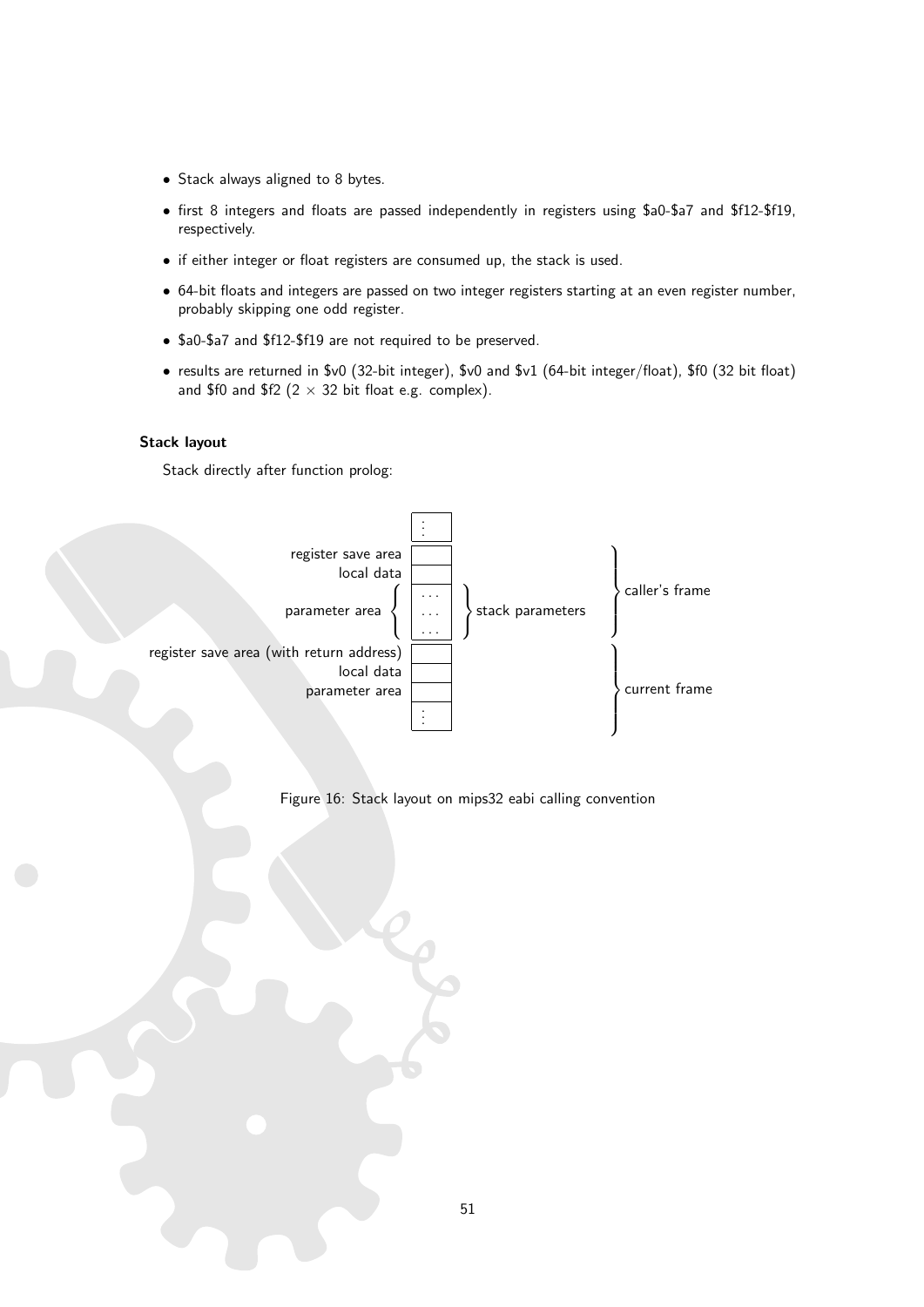- Stack always aligned to 8 bytes.
- first 8 integers and floats are passed independently in registers using \$a0-\$a7 and \$f12-\$f19, respectively.
- if either integer or float registers are consumed up, the stack is used.
- 64-bit floats and integers are passed on two integer registers starting at an even register number, probably skipping one odd register.
- \$a0-\$a7 and \$f12-\$f19 are not required to be preserved.
- results are returned in \$v0 (32-bit integer), \$v0 and \$v1 (64-bit integer/float), \$f0 (32 bit float) and \$f0 and \$f2 (2 × 32 bit float e.g. complex).

#### Stack layout

Stack directly after function prolog:

| | | | |
|---|---|---|---|
| | ⋮ | | |
| register save area | | | caller's frame |
| local data | | | caller's frame |
| parameter area | ... | stack parameters | caller's frame |
| parameter area | ... | stack parameters | caller's frame |
| parameter area | ... | stack parameters | caller's frame |
| register save area (with return address) | | | current frame |
| local data | | | current frame |
| parameter area | | | current frame |
| | ⋮ | | current frame |

Figure 16: Stack layout on mips32 eabi calling convention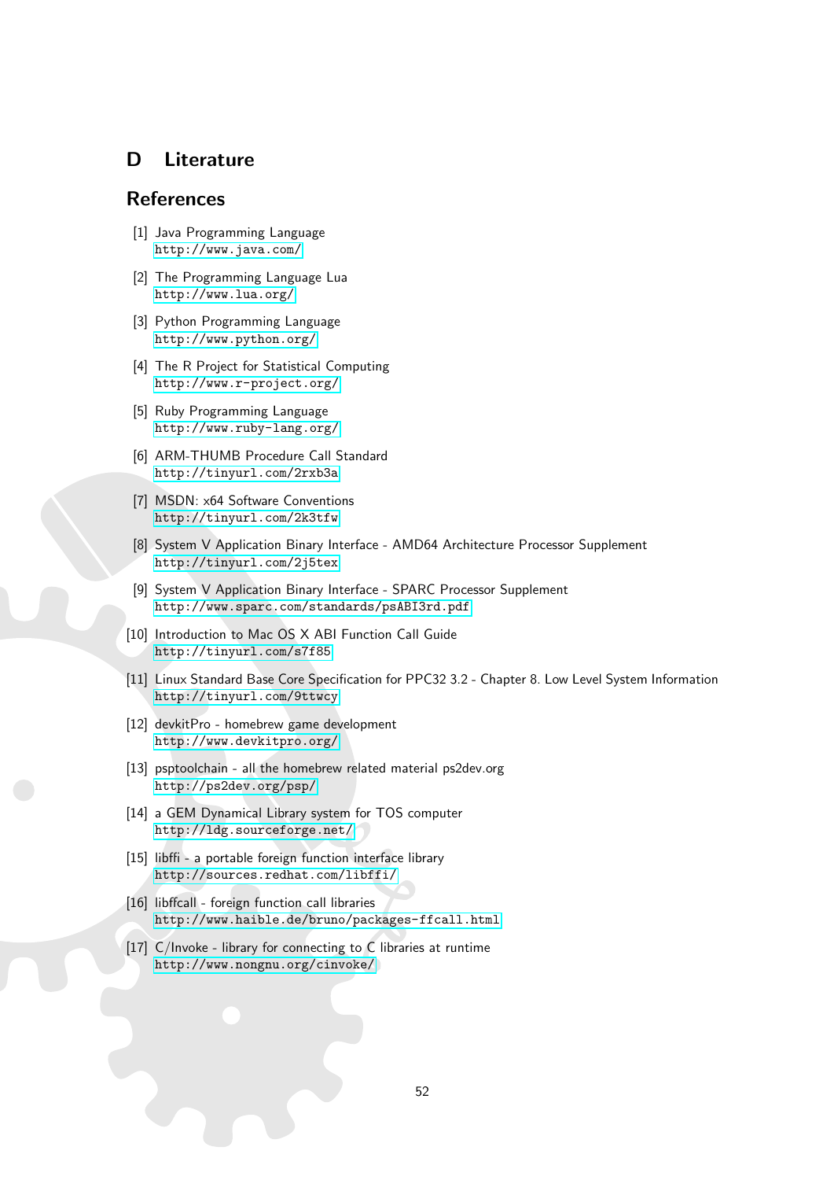# D Literature

## References

[1] Java Programming Language
http://www.java.com/

[2] The Programming Language Lua
http://www.lua.org/

[3] Python Programming Language
http://www.python.org/

[4] The R Project for Statistical Computing
http://www.r-project.org/

[5] Ruby Programming Language
http://www.ruby-lang.org/

[6] ARM-THUMB Procedure Call Standard
http://tinyurl.com/2rxb3a

[7] MSDN: x64 Software Conventions
http://tinyurl.com/2k3tfw

[8] System V Application Binary Interface - AMD64 Architecture Processor Supplement
http://tinyurl.com/2j5tex

[9] System V Application Binary Interface - SPARC Processor Supplement
http://www.sparc.com/standards/psABI3rd.pdf

[10] Introduction to Mac OS X ABI Function Call Guide
http://tinyurl.com/s7f85

[11] Linux Standard Base Core Specification for PPC32 3.2 - Chapter 8. Low Level System Information
http://tinyurl.com/9ttwcy

[12] devkitPro - homebrew game development
http://www.devkitpro.org/

[13] psptoolchain - all the homebrew related material ps2dev.org
http://ps2dev.org/psp/

[14] a GEM Dynamical Library system for TOS computer
http://ldg.sourceforge.net/

[15] libffi - a portable foreign function interface library
http://sources.redhat.com/libffi/

[16] libffcall - foreign function call libraries
http://www.haible.de/bruno/packages-ffcall.html

[17] C/Invoke - library for connecting to C libraries at runtime
http://www.nongnu.org/cinvoke/